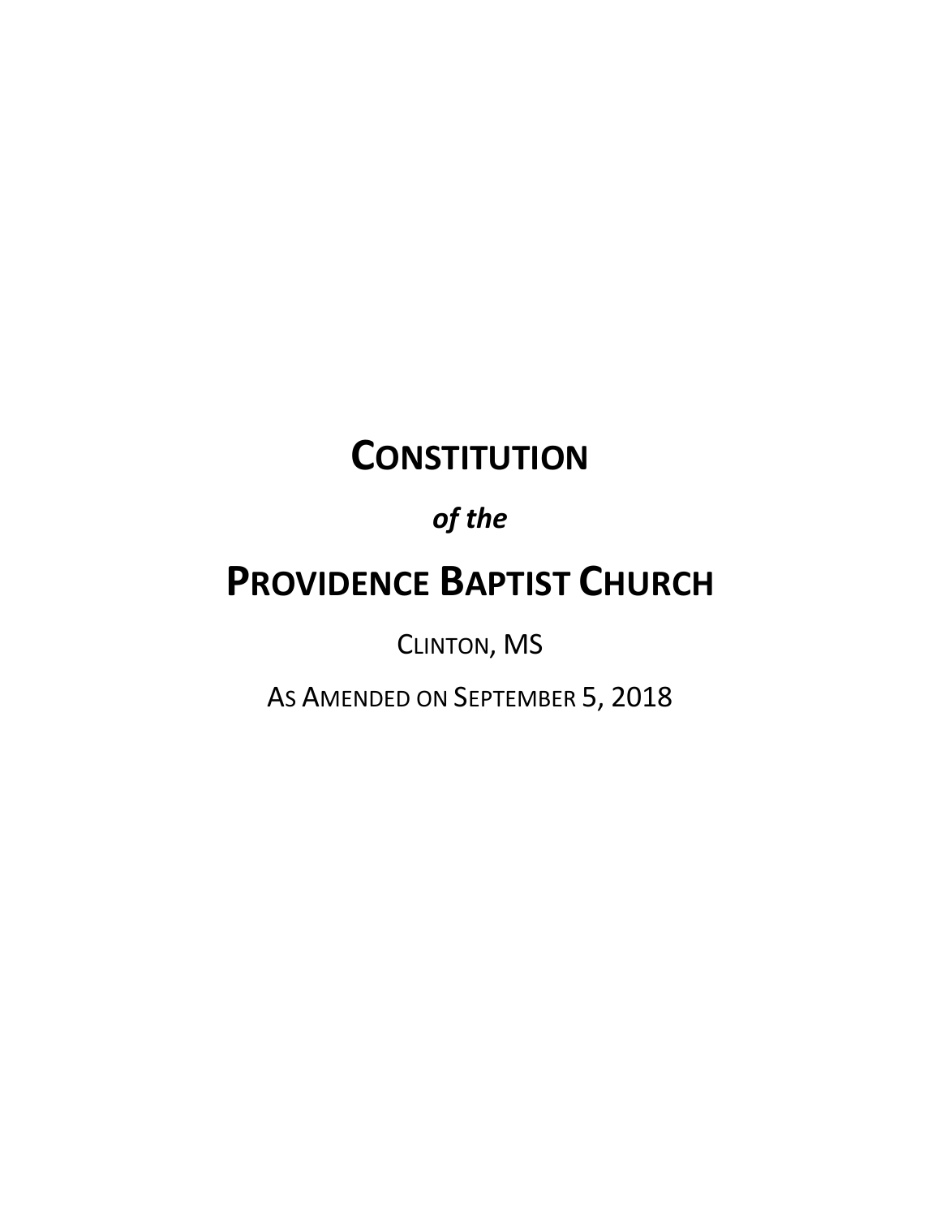# CONSTITUTION

***of the***

# PROVIDENCE BAPTIST CHURCH

CLINTON, MS

AS AMENDED ON SEPTEMBER 5, 2018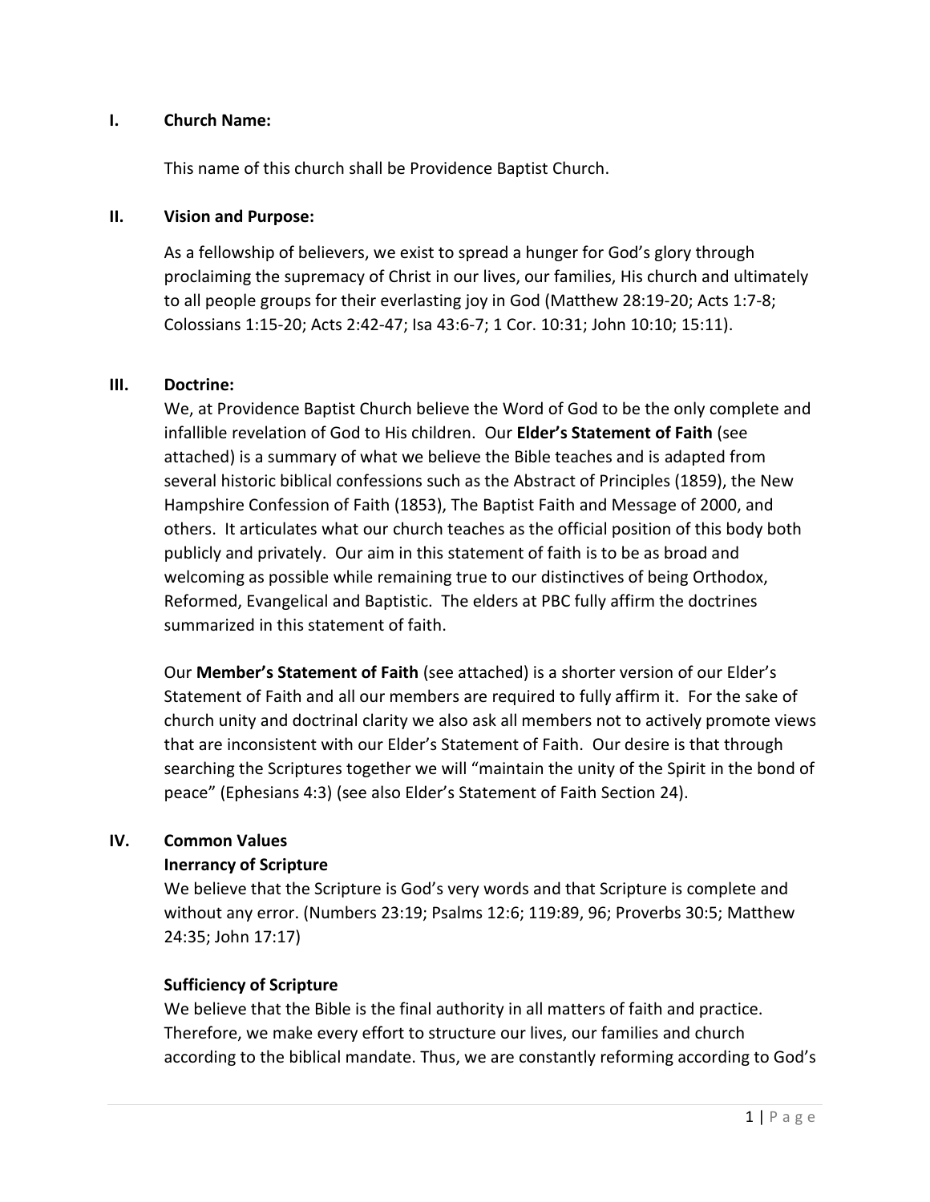## I. Church Name:

This name of this church shall be Providence Baptist Church.

## II. Vision and Purpose:

As a fellowship of believers, we exist to spread a hunger for God's glory through proclaiming the supremacy of Christ in our lives, our families, His church and ultimately to all people groups for their everlasting joy in God (Matthew 28:19-20; Acts 1:7-8; Colossians 1:15-20; Acts 2:42-47; Isa 43:6-7; 1 Cor. 10:31; John 10:10; 15:11).

## III. Doctrine:

We, at Providence Baptist Church believe the Word of God to be the only complete and infallible revelation of God to His children. Our **Elder's Statement of Faith** (see attached) is a summary of what we believe the Bible teaches and is adapted from several historic biblical confessions such as the Abstract of Principles (1859), the New Hampshire Confession of Faith (1853), The Baptist Faith and Message of 2000, and others. It articulates what our church teaches as the official position of this body both publicly and privately. Our aim in this statement of faith is to be as broad and welcoming as possible while remaining true to our distinctives of being Orthodox, Reformed, Evangelical and Baptistic. The elders at PBC fully affirm the doctrines summarized in this statement of faith.

Our **Member's Statement of Faith** (see attached) is a shorter version of our Elder's Statement of Faith and all our members are required to fully affirm it. For the sake of church unity and doctrinal clarity we also ask all members not to actively promote views that are inconsistent with our Elder's Statement of Faith. Our desire is that through searching the Scriptures together we will "maintain the unity of the Spirit in the bond of peace" (Ephesians 4:3) (see also Elder's Statement of Faith Section 24).

## IV. Common Values

### Inerrancy of Scripture

We believe that the Scripture is God's very words and that Scripture is complete and without any error. (Numbers 23:19; Psalms 12:6; 119:89, 96; Proverbs 30:5; Matthew 24:35; John 17:17)

### Sufficiency of Scripture

We believe that the Bible is the final authority in all matters of faith and practice. Therefore, we make every effort to structure our lives, our families and church according to the biblical mandate. Thus, we are constantly reforming according to God's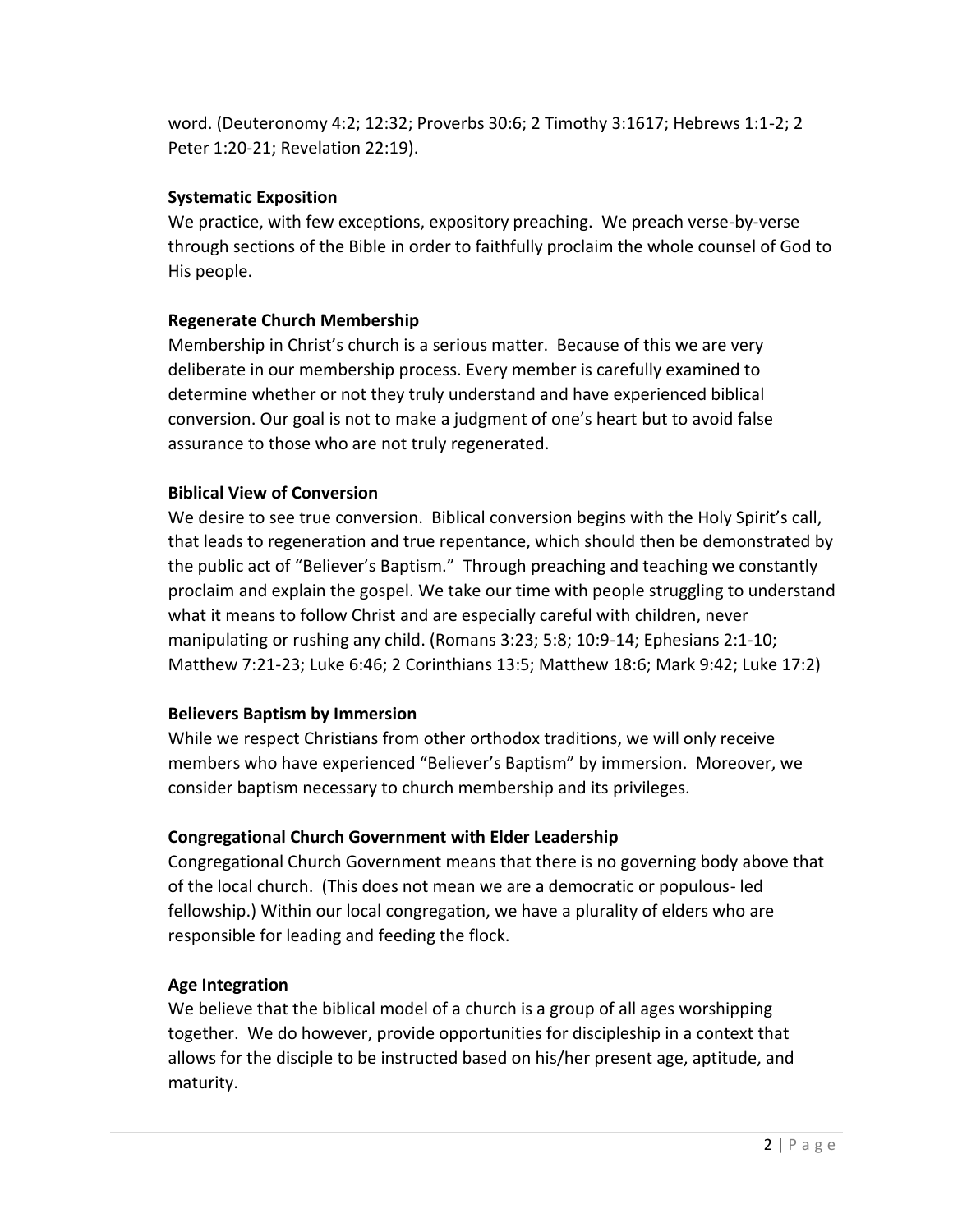word. (Deuteronomy 4:2; 12:32; Proverbs 30:6; 2 Timothy 3:1617; Hebrews 1:1-2; 2 Peter 1:20-21; Revelation 22:19).

**Systematic Exposition**

We practice, with few exceptions, expository preaching. We preach verse-by-verse through sections of the Bible in order to faithfully proclaim the whole counsel of God to His people.

**Regenerate Church Membership**

Membership in Christ's church is a serious matter. Because of this we are very deliberate in our membership process. Every member is carefully examined to determine whether or not they truly understand and have experienced biblical conversion. Our goal is not to make a judgment of one's heart but to avoid false assurance to those who are not truly regenerated.

**Biblical View of Conversion**

We desire to see true conversion. Biblical conversion begins with the Holy Spirit's call, that leads to regeneration and true repentance, which should then be demonstrated by the public act of "Believer's Baptism." Through preaching and teaching we constantly proclaim and explain the gospel. We take our time with people struggling to understand what it means to follow Christ and are especially careful with children, never manipulating or rushing any child. (Romans 3:23; 5:8; 10:9-14; Ephesians 2:1-10; Matthew 7:21-23; Luke 6:46; 2 Corinthians 13:5; Matthew 18:6; Mark 9:42; Luke 17:2)

**Believers Baptism by Immersion**

While we respect Christians from other orthodox traditions, we will only receive members who have experienced "Believer's Baptism" by immersion. Moreover, we consider baptism necessary to church membership and its privileges.

**Congregational Church Government with Elder Leadership**

Congregational Church Government means that there is no governing body above that of the local church. (This does not mean we are a democratic or populous- led fellowship.) Within our local congregation, we have a plurality of elders who are responsible for leading and feeding the flock.

**Age Integration**

We believe that the biblical model of a church is a group of all ages worshipping together. We do however, provide opportunities for discipleship in a context that allows for the disciple to be instructed based on his/her present age, aptitude, and maturity.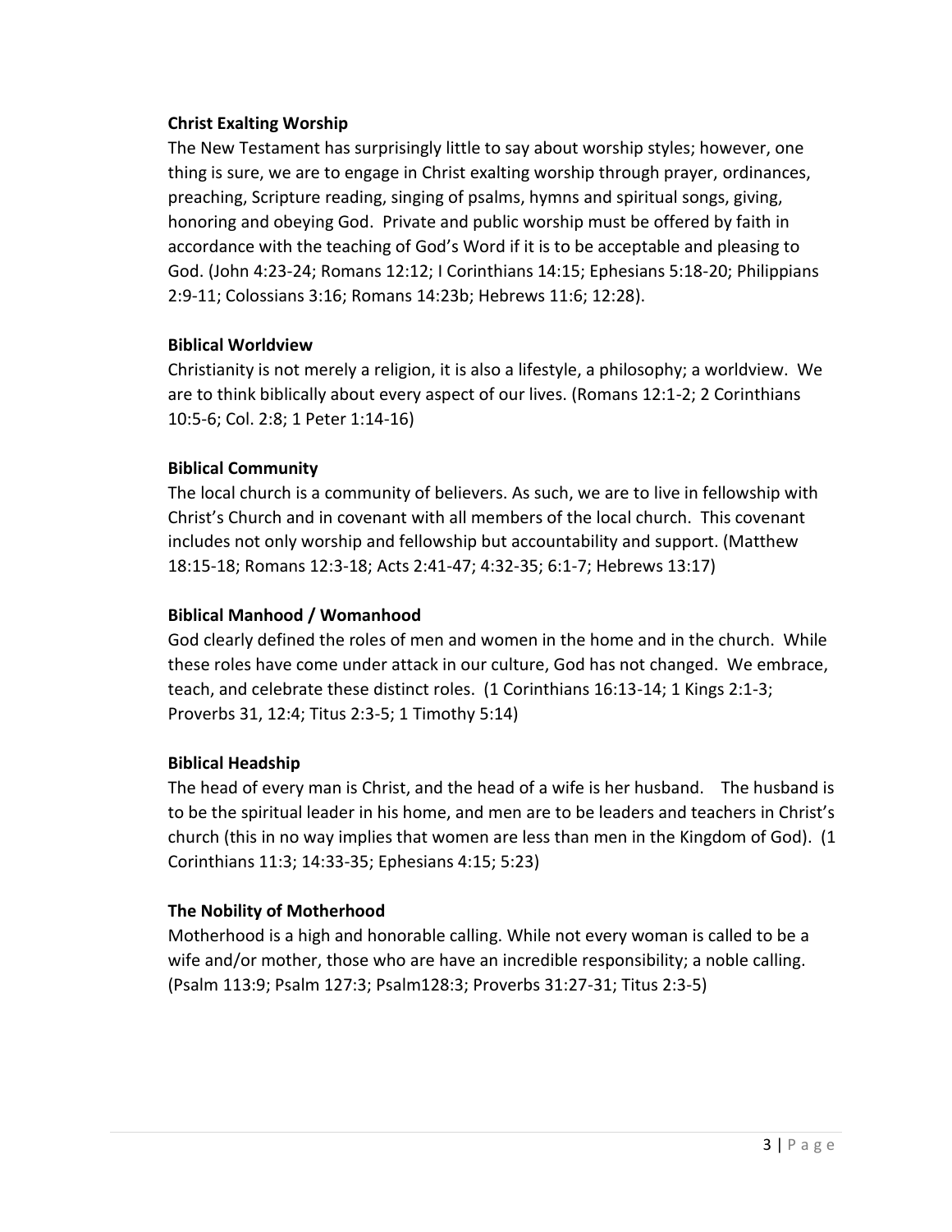**Christ Exalting Worship**

The New Testament has surprisingly little to say about worship styles; however, one thing is sure, we are to engage in Christ exalting worship through prayer, ordinances, preaching, Scripture reading, singing of psalms, hymns and spiritual songs, giving, honoring and obeying God. Private and public worship must be offered by faith in accordance with the teaching of God's Word if it is to be acceptable and pleasing to God. (John 4:23-24; Romans 12:12; I Corinthians 14:15; Ephesians 5:18-20; Philippians 2:9-11; Colossians 3:16; Romans 14:23b; Hebrews 11:6; 12:28).

**Biblical Worldview**

Christianity is not merely a religion, it is also a lifestyle, a philosophy; a worldview. We are to think biblically about every aspect of our lives. (Romans 12:1-2; 2 Corinthians 10:5-6; Col. 2:8; 1 Peter 1:14-16)

**Biblical Community**

The local church is a community of believers. As such, we are to live in fellowship with Christ's Church and in covenant with all members of the local church. This covenant includes not only worship and fellowship but accountability and support. (Matthew 18:15-18; Romans 12:3-18; Acts 2:41-47; 4:32-35; 6:1-7; Hebrews 13:17)

**Biblical Manhood / Womanhood**

God clearly defined the roles of men and women in the home and in the church. While these roles have come under attack in our culture, God has not changed. We embrace, teach, and celebrate these distinct roles. (1 Corinthians 16:13-14; 1 Kings 2:1-3; Proverbs 31, 12:4; Titus 2:3-5; 1 Timothy 5:14)

**Biblical Headship**

The head of every man is Christ, and the head of a wife is her husband. The husband is to be the spiritual leader in his home, and men are to be leaders and teachers in Christ's church (this in no way implies that women are less than men in the Kingdom of God). (1 Corinthians 11:3; 14:33-35; Ephesians 4:15; 5:23)

**The Nobility of Motherhood**

Motherhood is a high and honorable calling. While not every woman is called to be a wife and/or mother, those who are have an incredible responsibility; a noble calling. (Psalm 113:9; Psalm 127:3; Psalm128:3; Proverbs 31:27-31; Titus 2:3-5)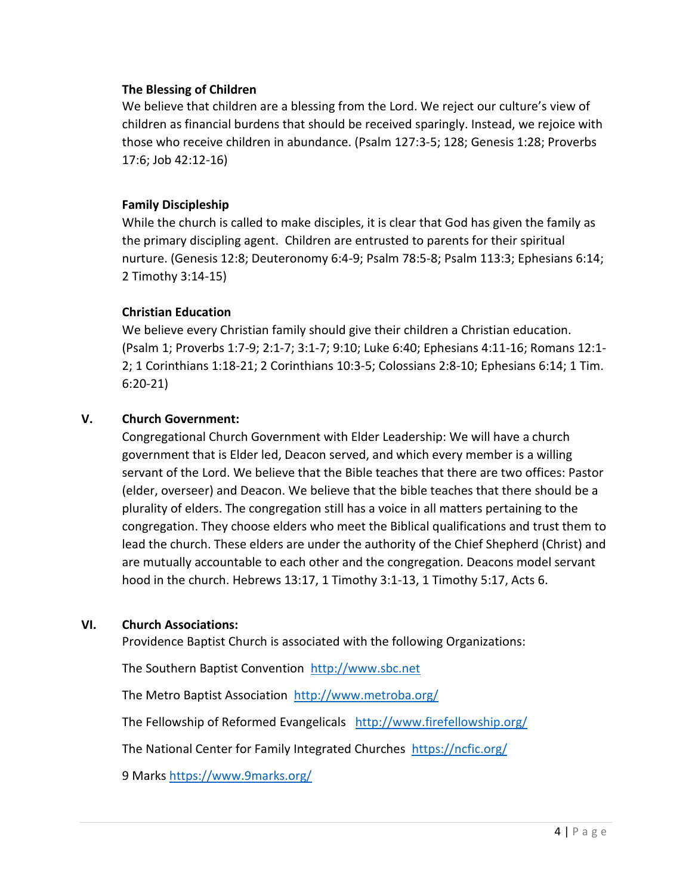### The Blessing of Children

We believe that children are a blessing from the Lord. We reject our culture's view of children as financial burdens that should be received sparingly. Instead, we rejoice with those who receive children in abundance. (Psalm 127:3-5; 128; Genesis 1:28; Proverbs 17:6; Job 42:12-16)

### Family Discipleship

While the church is called to make disciples, it is clear that God has given the family as the primary discipling agent. Children are entrusted to parents for their spiritual nurture. (Genesis 12:8; Deuteronomy 6:4-9; Psalm 78:5-8; Psalm 113:3; Ephesians 6:14; 2 Timothy 3:14-15)

### Christian Education

We believe every Christian family should give their children a Christian education. (Psalm 1; Proverbs 1:7-9; 2:1-7; 3:1-7; 9:10; Luke 6:40; Ephesians 4:11-16; Romans 12:1-2; 1 Corinthians 1:18-21; 2 Corinthians 10:3-5; Colossians 2:8-10; Ephesians 6:14; 1 Tim. 6:20-21)

## V. Church Government:

Congregational Church Government with Elder Leadership: We will have a church government that is Elder led, Deacon served, and which every member is a willing servant of the Lord. We believe that the Bible teaches that there are two offices: Pastor (elder, overseer) and Deacon. We believe that the bible teaches that there should be a plurality of elders. The congregation still has a voice in all matters pertaining to the congregation. They choose elders who meet the Biblical qualifications and trust them to lead the church. These elders are under the authority of the Chief Shepherd (Christ) and are mutually accountable to each other and the congregation. Deacons model servant hood in the church. Hebrews 13:17, 1 Timothy 3:1-13, 1 Timothy 5:17, Acts 6.

## VI. Church Associations:

Providence Baptist Church is associated with the following Organizations:

The Southern Baptist Convention http://www.sbc.net

The Metro Baptist Association http://www.metroba.org/

The Fellowship of Reformed Evangelicals http://www.firefellowship.org/

The National Center for Family Integrated Churches https://ncfic.org/

9 Marks https://www.9marks.org/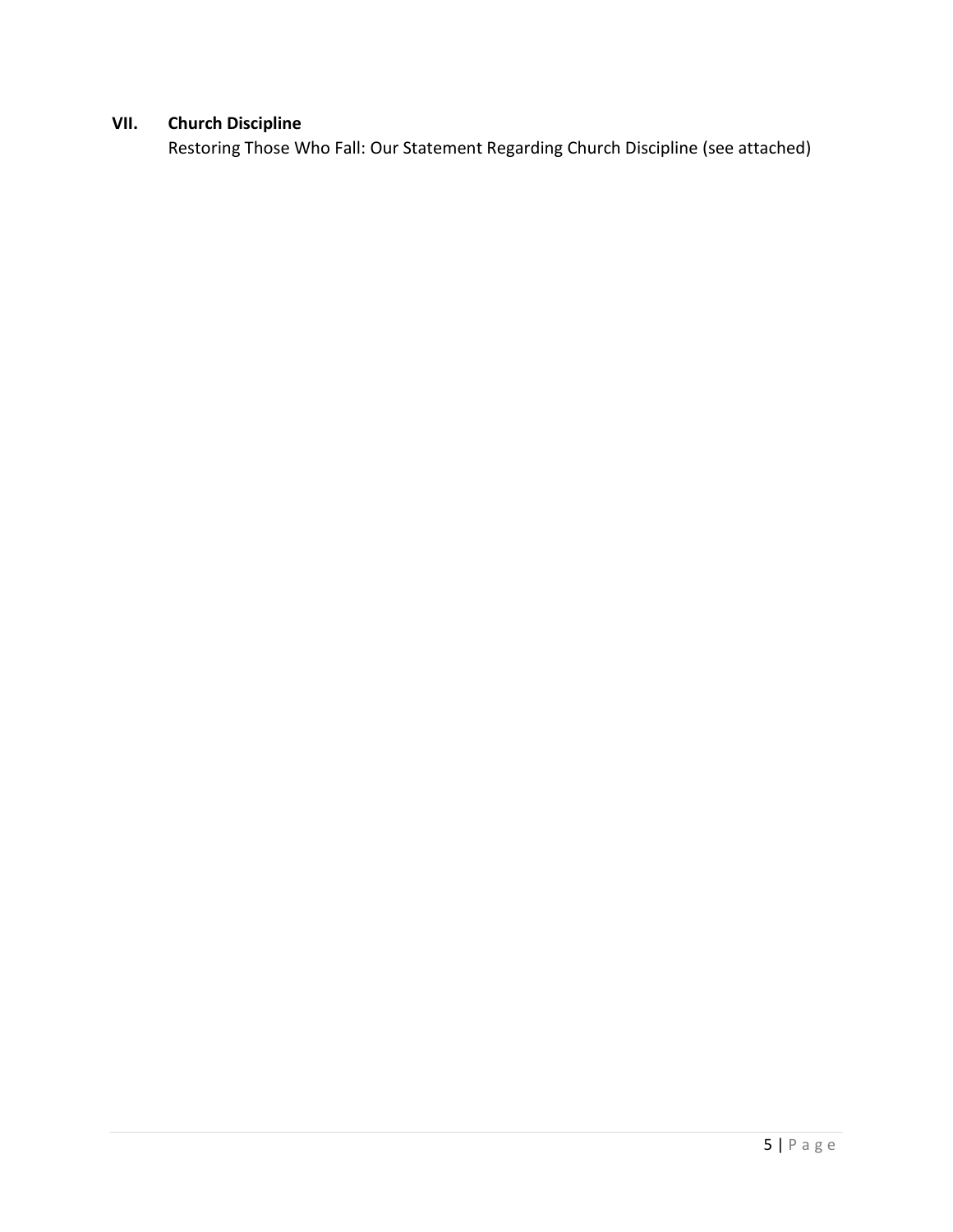## VII. Church Discipline

Restoring Those Who Fall: Our Statement Regarding Church Discipline (see attached)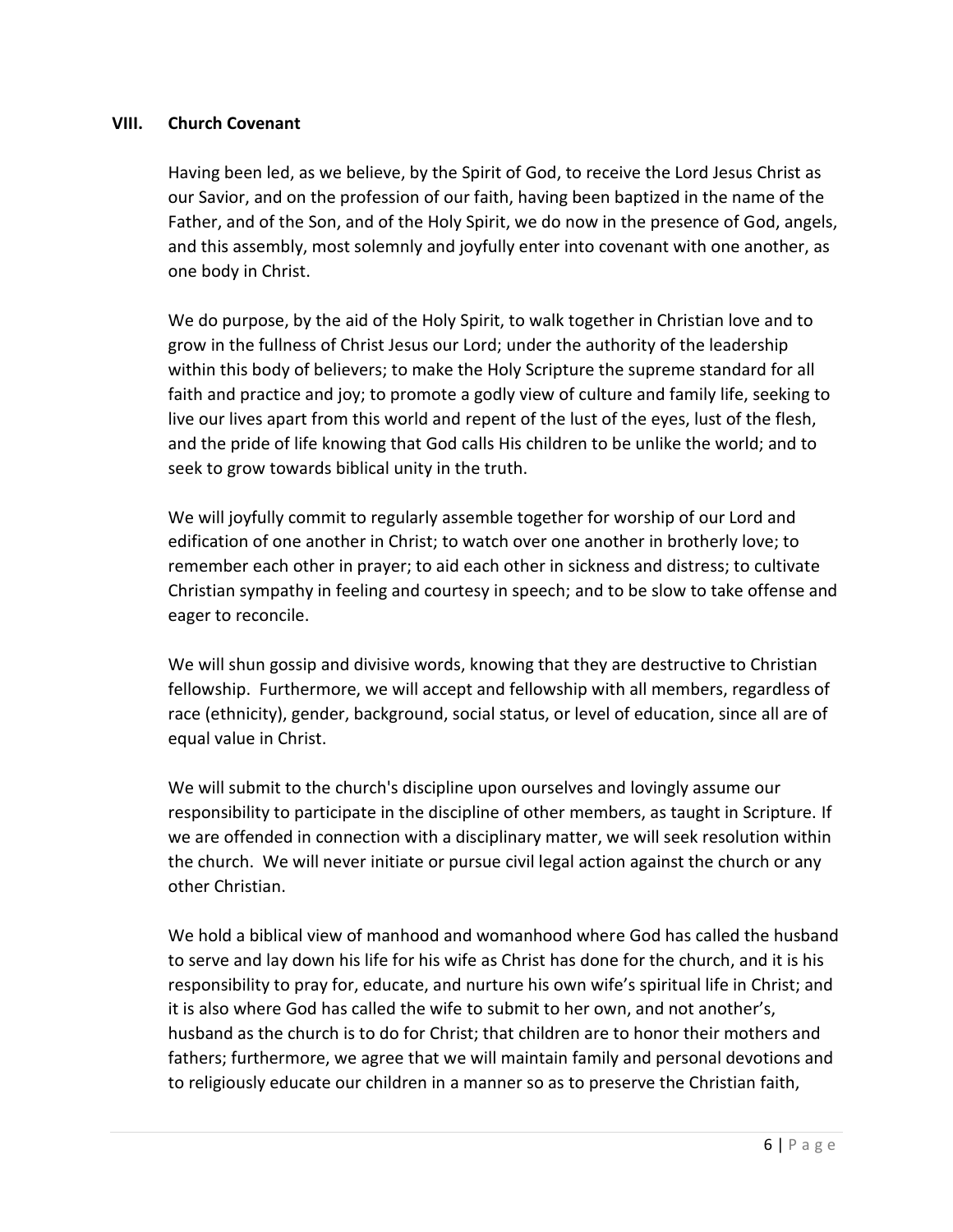## VIII. Church Covenant

Having been led, as we believe, by the Spirit of God, to receive the Lord Jesus Christ as our Savior, and on the profession of our faith, having been baptized in the name of the Father, and of the Son, and of the Holy Spirit, we do now in the presence of God, angels, and this assembly, most solemnly and joyfully enter into covenant with one another, as one body in Christ.

We do purpose, by the aid of the Holy Spirit, to walk together in Christian love and to grow in the fullness of Christ Jesus our Lord; under the authority of the leadership within this body of believers; to make the Holy Scripture the supreme standard for all faith and practice and joy; to promote a godly view of culture and family life, seeking to live our lives apart from this world and repent of the lust of the eyes, lust of the flesh, and the pride of life knowing that God calls His children to be unlike the world; and to seek to grow towards biblical unity in the truth.

We will joyfully commit to regularly assemble together for worship of our Lord and edification of one another in Christ; to watch over one another in brotherly love; to remember each other in prayer; to aid each other in sickness and distress; to cultivate Christian sympathy in feeling and courtesy in speech; and to be slow to take offense and eager to reconcile.

We will shun gossip and divisive words, knowing that they are destructive to Christian fellowship. Furthermore, we will accept and fellowship with all members, regardless of race (ethnicity), gender, background, social status, or level of education, since all are of equal value in Christ.

We will submit to the church's discipline upon ourselves and lovingly assume our responsibility to participate in the discipline of other members, as taught in Scripture. If we are offended in connection with a disciplinary matter, we will seek resolution within the church. We will never initiate or pursue civil legal action against the church or any other Christian.

We hold a biblical view of manhood and womanhood where God has called the husband to serve and lay down his life for his wife as Christ has done for the church, and it is his responsibility to pray for, educate, and nurture his own wife's spiritual life in Christ; and it is also where God has called the wife to submit to her own, and not another's, husband as the church is to do for Christ; that children are to honor their mothers and fathers; furthermore, we agree that we will maintain family and personal devotions and to religiously educate our children in a manner so as to preserve the Christian faith,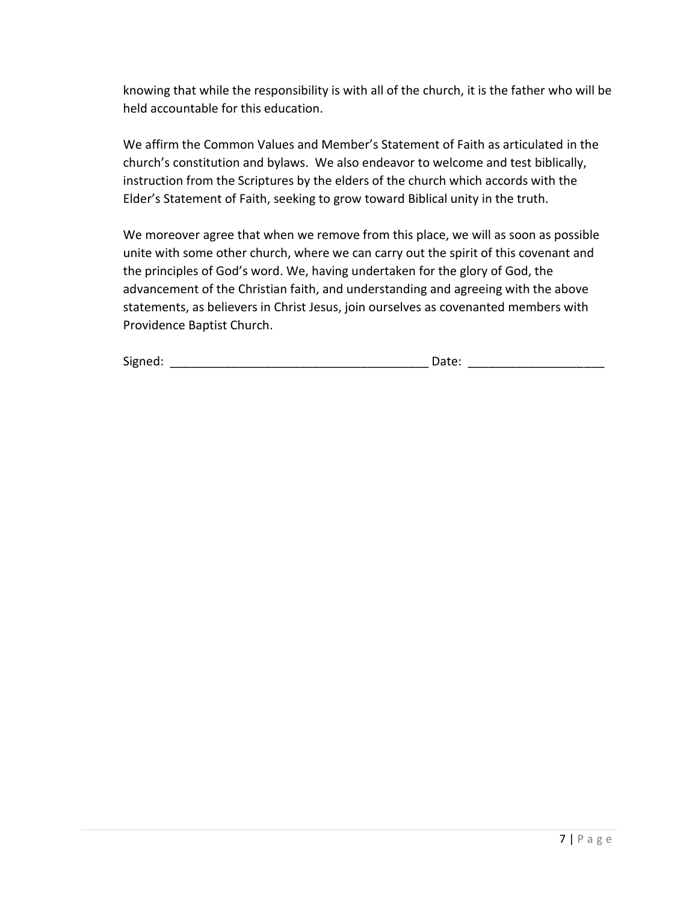knowing that while the responsibility is with all of the church, it is the father who will be held accountable for this education.

We affirm the Common Values and Member's Statement of Faith as articulated in the church's constitution and bylaws. We also endeavor to welcome and test biblically, instruction from the Scriptures by the elders of the church which accords with the Elder's Statement of Faith, seeking to grow toward Biblical unity in the truth.

We moreover agree that when we remove from this place, we will as soon as possible unite with some other church, where we can carry out the spirit of this covenant and the principles of God's word. We, having undertaken for the glory of God, the advancement of the Christian faith, and understanding and agreeing with the above statements, as believers in Christ Jesus, join ourselves as covenanted members with Providence Baptist Church.

Signed: _______________________________________ Date: ____________________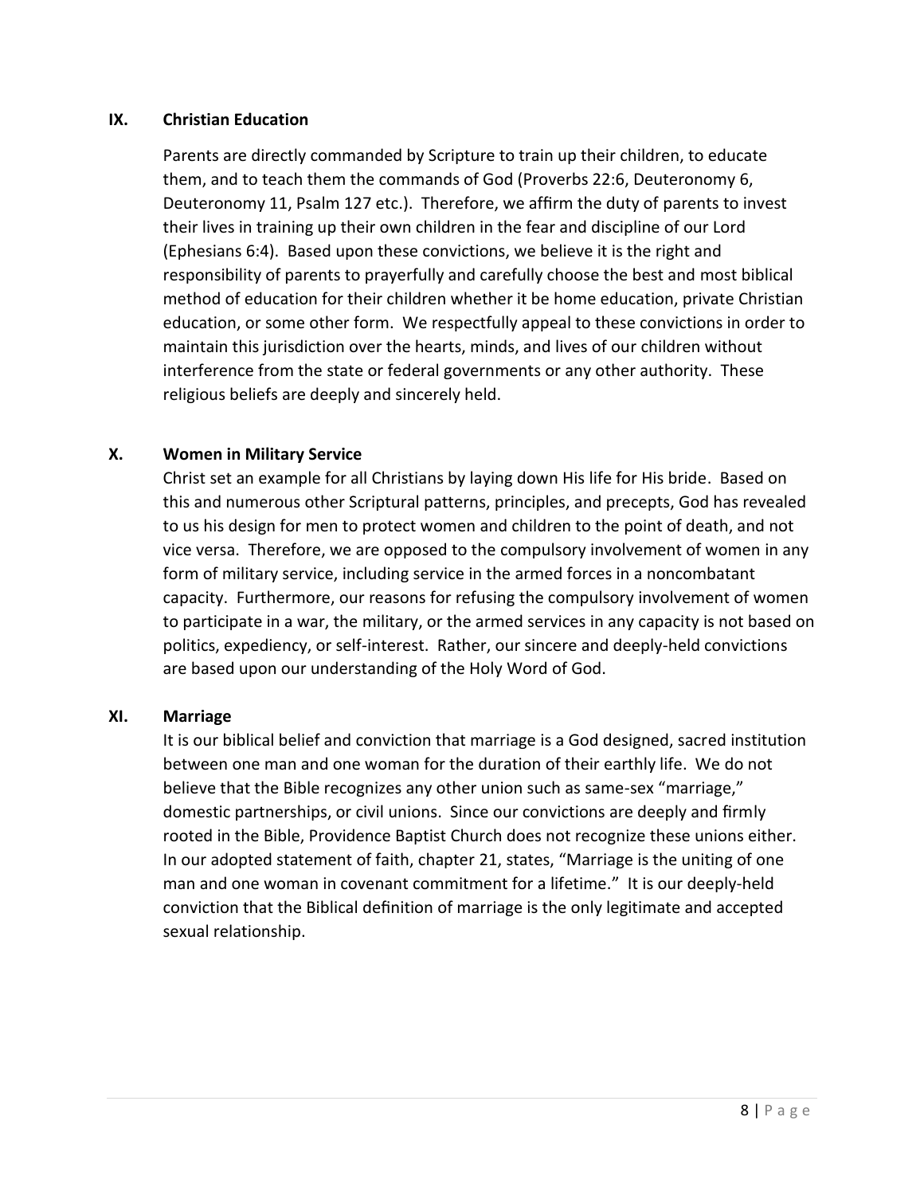## IX. Christian Education

Parents are directly commanded by Scripture to train up their children, to educate them, and to teach them the commands of God (Proverbs 22:6, Deuteronomy 6, Deuteronomy 11, Psalm 127 etc.). Therefore, we affirm the duty of parents to invest their lives in training up their own children in the fear and discipline of our Lord (Ephesians 6:4). Based upon these convictions, we believe it is the right and responsibility of parents to prayerfully and carefully choose the best and most biblical method of education for their children whether it be home education, private Christian education, or some other form. We respectfully appeal to these convictions in order to maintain this jurisdiction over the hearts, minds, and lives of our children without interference from the state or federal governments or any other authority. These religious beliefs are deeply and sincerely held.

## X. Women in Military Service

Christ set an example for all Christians by laying down His life for His bride. Based on this and numerous other Scriptural patterns, principles, and precepts, God has revealed to us his design for men to protect women and children to the point of death, and not vice versa. Therefore, we are opposed to the compulsory involvement of women in any form of military service, including service in the armed forces in a noncombatant capacity. Furthermore, our reasons for refusing the compulsory involvement of women to participate in a war, the military, or the armed services in any capacity is not based on politics, expediency, or self-interest. Rather, our sincere and deeply-held convictions are based upon our understanding of the Holy Word of God.

## XI. Marriage

It is our biblical belief and conviction that marriage is a God designed, sacred institution between one man and one woman for the duration of their earthly life. We do not believe that the Bible recognizes any other union such as same-sex "marriage," domestic partnerships, or civil unions. Since our convictions are deeply and firmly rooted in the Bible, Providence Baptist Church does not recognize these unions either. In our adopted statement of faith, chapter 21, states, "Marriage is the uniting of one man and one woman in covenant commitment for a lifetime." It is our deeply-held conviction that the Biblical definition of marriage is the only legitimate and accepted sexual relationship.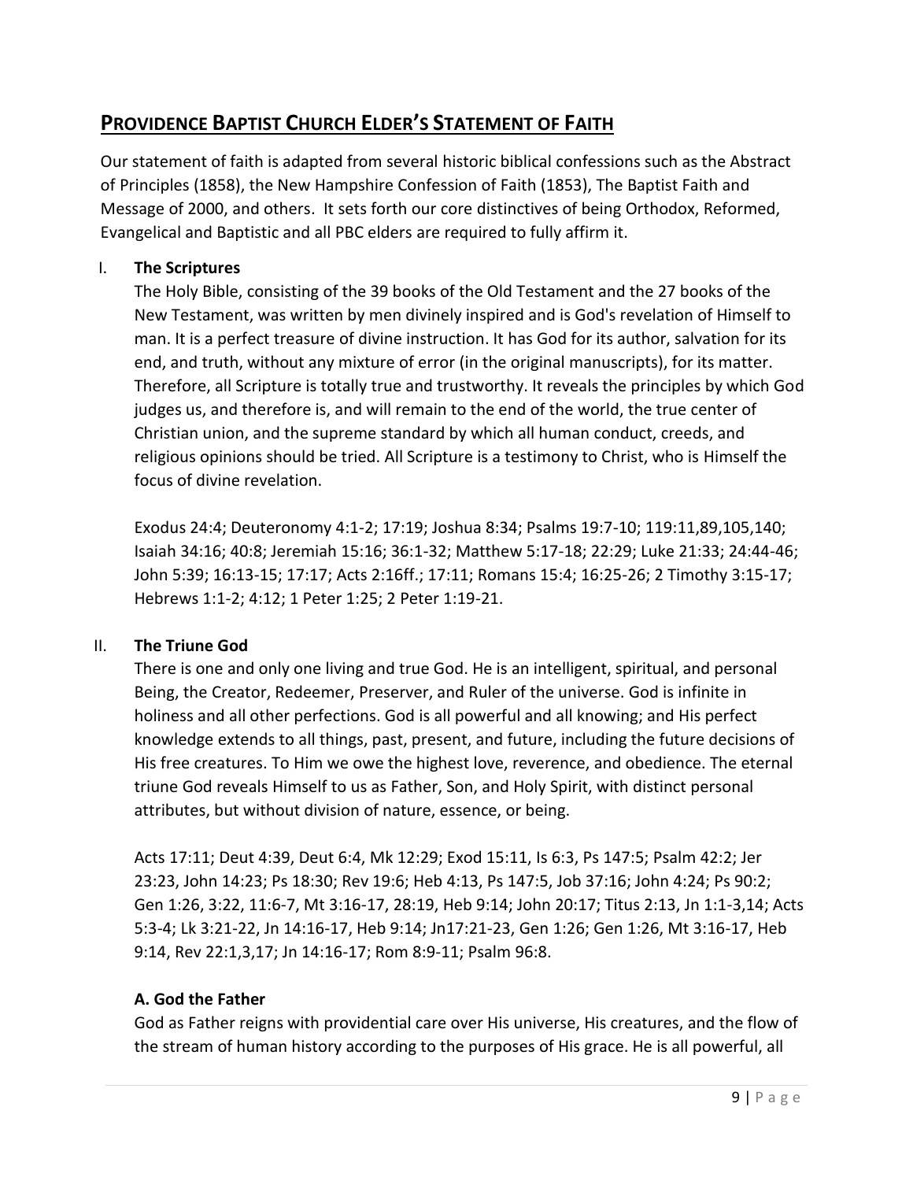## PROVIDENCE BAPTIST CHURCH ELDER'S STATEMENT OF FAITH

Our statement of faith is adapted from several historic biblical confessions such as the Abstract of Principles (1858), the New Hampshire Confession of Faith (1853), The Baptist Faith and Message of 2000, and others. It sets forth our core distinctives of being Orthodox, Reformed, Evangelical and Baptistic and all PBC elders are required to fully affirm it.

### I. The Scriptures

The Holy Bible, consisting of the 39 books of the Old Testament and the 27 books of the New Testament, was written by men divinely inspired and is God's revelation of Himself to man. It is a perfect treasure of divine instruction. It has God for its author, salvation for its end, and truth, without any mixture of error (in the original manuscripts), for its matter. Therefore, all Scripture is totally true and trustworthy. It reveals the principles by which God judges us, and therefore is, and will remain to the end of the world, the true center of Christian union, and the supreme standard by which all human conduct, creeds, and religious opinions should be tried. All Scripture is a testimony to Christ, who is Himself the focus of divine revelation.

Exodus 24:4; Deuteronomy 4:1-2; 17:19; Joshua 8:34; Psalms 19:7-10; 119:11,89,105,140; Isaiah 34:16; 40:8; Jeremiah 15:16; 36:1-32; Matthew 5:17-18; 22:29; Luke 21:33; 24:44-46; John 5:39; 16:13-15; 17:17; Acts 2:16ff.; 17:11; Romans 15:4; 16:25-26; 2 Timothy 3:15-17; Hebrews 1:1-2; 4:12; 1 Peter 1:25; 2 Peter 1:19-21.

### II. The Triune God

There is one and only one living and true God. He is an intelligent, spiritual, and personal Being, the Creator, Redeemer, Preserver, and Ruler of the universe. God is infinite in holiness and all other perfections. God is all powerful and all knowing; and His perfect knowledge extends to all things, past, present, and future, including the future decisions of His free creatures. To Him we owe the highest love, reverence, and obedience. The eternal triune God reveals Himself to us as Father, Son, and Holy Spirit, with distinct personal attributes, but without division of nature, essence, or being.

Acts 17:11; Deut 4:39, Deut 6:4, Mk 12:29; Exod 15:11, Is 6:3, Ps 147:5; Psalm 42:2; Jer 23:23, John 14:23; Ps 18:30; Rev 19:6; Heb 4:13, Ps 147:5, Job 37:16; John 4:24; Ps 90:2; Gen 1:26, 3:22, 11:6-7, Mt 3:16-17, 28:19, Heb 9:14; John 20:17; Titus 2:13, Jn 1:1-3,14; Acts 5:3-4; Lk 3:21-22, Jn 14:16-17, Heb 9:14; Jn17:21-23, Gen 1:26; Gen 1:26, Mt 3:16-17, Heb 9:14, Rev 22:1,3,17; Jn 14:16-17; Rom 8:9-11; Psalm 96:8.

#### A. God the Father

God as Father reigns with providential care over His universe, His creatures, and the flow of the stream of human history according to the purposes of His grace. He is all powerful, all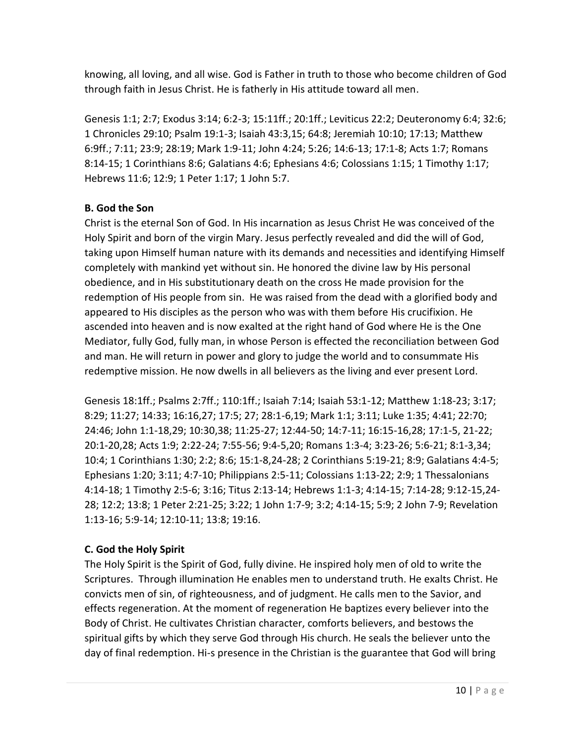knowing, all loving, and all wise. God is Father in truth to those who become children of God through faith in Jesus Christ. He is fatherly in His attitude toward all men.

Genesis 1:1; 2:7; Exodus 3:14; 6:2-3; 15:11ff.; 20:1ff.; Leviticus 22:2; Deuteronomy 6:4; 32:6; 1 Chronicles 29:10; Psalm 19:1-3; Isaiah 43:3,15; 64:8; Jeremiah 10:10; 17:13; Matthew 6:9ff.; 7:11; 23:9; 28:19; Mark 1:9-11; John 4:24; 5:26; 14:6-13; 17:1-8; Acts 1:7; Romans 8:14-15; 1 Corinthians 8:6; Galatians 4:6; Ephesians 4:6; Colossians 1:15; 1 Timothy 1:17; Hebrews 11:6; 12:9; 1 Peter 1:17; 1 John 5:7.

**B. God the Son**

Christ is the eternal Son of God. In His incarnation as Jesus Christ He was conceived of the Holy Spirit and born of the virgin Mary. Jesus perfectly revealed and did the will of God, taking upon Himself human nature with its demands and necessities and identifying Himself completely with mankind yet without sin. He honored the divine law by His personal obedience, and in His substitutionary death on the cross He made provision for the redemption of His people from sin. He was raised from the dead with a glorified body and appeared to His disciples as the person who was with them before His crucifixion. He ascended into heaven and is now exalted at the right hand of God where He is the One Mediator, fully God, fully man, in whose Person is effected the reconciliation between God and man. He will return in power and glory to judge the world and to consummate His redemptive mission. He now dwells in all believers as the living and ever present Lord.

Genesis 18:1ff.; Psalms 2:7ff.; 110:1ff.; Isaiah 7:14; Isaiah 53:1-12; Matthew 1:18-23; 3:17; 8:29; 11:27; 14:33; 16:16,27; 17:5; 27; 28:1-6,19; Mark 1:1; 3:11; Luke 1:35; 4:41; 22:70; 24:46; John 1:1-18,29; 10:30,38; 11:25-27; 12:44-50; 14:7-11; 16:15-16,28; 17:1-5, 21-22; 20:1-20,28; Acts 1:9; 2:22-24; 7:55-56; 9:4-5,20; Romans 1:3-4; 3:23-26; 5:6-21; 8:1-3,34; 10:4; 1 Corinthians 1:30; 2:2; 8:6; 15:1-8,24-28; 2 Corinthians 5:19-21; 8:9; Galatians 4:4-5; Ephesians 1:20; 3:11; 4:7-10; Philippians 2:5-11; Colossians 1:13-22; 2:9; 1 Thessalonians 4:14-18; 1 Timothy 2:5-6; 3:16; Titus 2:13-14; Hebrews 1:1-3; 4:14-15; 7:14-28; 9:12-15,24-28; 12:2; 13:8; 1 Peter 2:21-25; 3:22; 1 John 1:7-9; 3:2; 4:14-15; 5:9; 2 John 7-9; Revelation 1:13-16; 5:9-14; 12:10-11; 13:8; 19:16.

**C. God the Holy Spirit**

The Holy Spirit is the Spirit of God, fully divine. He inspired holy men of old to write the Scriptures. Through illumination He enables men to understand truth. He exalts Christ. He convicts men of sin, of righteousness, and of judgment. He calls men to the Savior, and effects regeneration. At the moment of regeneration He baptizes every believer into the Body of Christ. He cultivates Christian character, comforts believers, and bestows the spiritual gifts by which they serve God through His church. He seals the believer unto the day of final redemption. Hi-s presence in the Christian is the guarantee that God will bring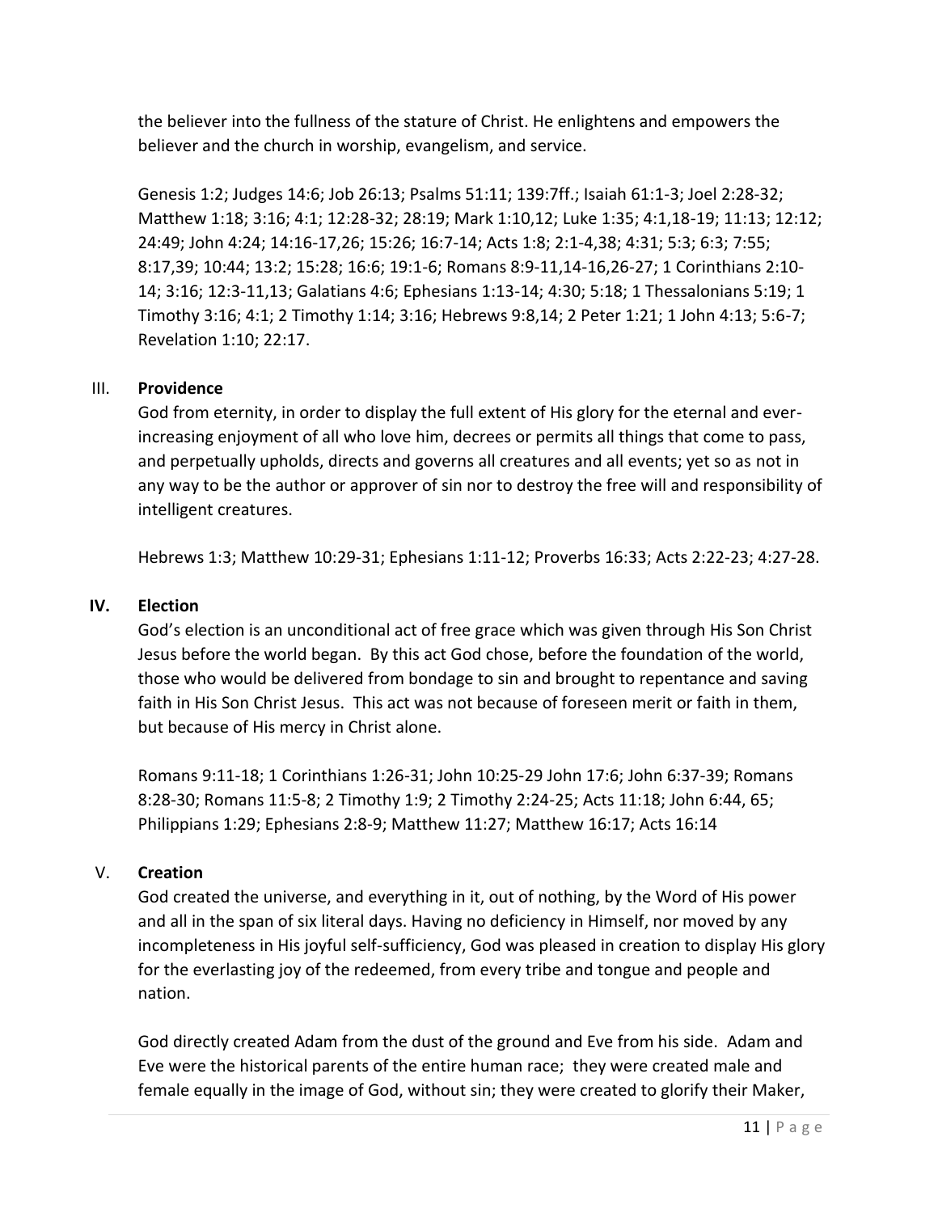the believer into the fullness of the stature of Christ. He enlightens and empowers the believer and the church in worship, evangelism, and service.

Genesis 1:2; Judges 14:6; Job 26:13; Psalms 51:11; 139:7ff.; Isaiah 61:1-3; Joel 2:28-32; Matthew 1:18; 3:16; 4:1; 12:28-32; 28:19; Mark 1:10,12; Luke 1:35; 4:1,18-19; 11:13; 12:12; 24:49; John 4:24; 14:16-17,26; 15:26; 16:7-14; Acts 1:8; 2:1-4,38; 4:31; 5:3; 6:3; 7:55; 8:17,39; 10:44; 13:2; 15:28; 16:6; 19:1-6; Romans 8:9-11,14-16,26-27; 1 Corinthians 2:10-14; 3:16; 12:3-11,13; Galatians 4:6; Ephesians 1:13-14; 4:30; 5:18; 1 Thessalonians 5:19; 1 Timothy 3:16; 4:1; 2 Timothy 1:14; 3:16; Hebrews 9:8,14; 2 Peter 1:21; 1 John 4:13; 5:6-7; Revelation 1:10; 22:17.

## III. Providence

God from eternity, in order to display the full extent of His glory for the eternal and ever-increasing enjoyment of all who love him, decrees or permits all things that come to pass, and perpetually upholds, directs and governs all creatures and all events; yet so as not in any way to be the author or approver of sin nor to destroy the free will and responsibility of intelligent creatures.

Hebrews 1:3; Matthew 10:29-31; Ephesians 1:11-12; Proverbs 16:33; Acts 2:22-23; 4:27-28.

## IV. Election

God's election is an unconditional act of free grace which was given through His Son Christ Jesus before the world began. By this act God chose, before the foundation of the world, those who would be delivered from bondage to sin and brought to repentance and saving faith in His Son Christ Jesus. This act was not because of foreseen merit or faith in them, but because of His mercy in Christ alone.

Romans 9:11-18; 1 Corinthians 1:26-31; John 10:25-29 John 17:6; John 6:37-39; Romans 8:28-30; Romans 11:5-8; 2 Timothy 1:9; 2 Timothy 2:24-25; Acts 11:18; John 6:44, 65; Philippians 1:29; Ephesians 2:8-9; Matthew 11:27; Matthew 16:17; Acts 16:14

## V. Creation

God created the universe, and everything in it, out of nothing, by the Word of His power and all in the span of six literal days. Having no deficiency in Himself, nor moved by any incompleteness in His joyful self-sufficiency, God was pleased in creation to display His glory for the everlasting joy of the redeemed, from every tribe and tongue and people and nation.

God directly created Adam from the dust of the ground and Eve from his side. Adam and Eve were the historical parents of the entire human race; they were created male and female equally in the image of God, without sin; they were created to glorify their Maker,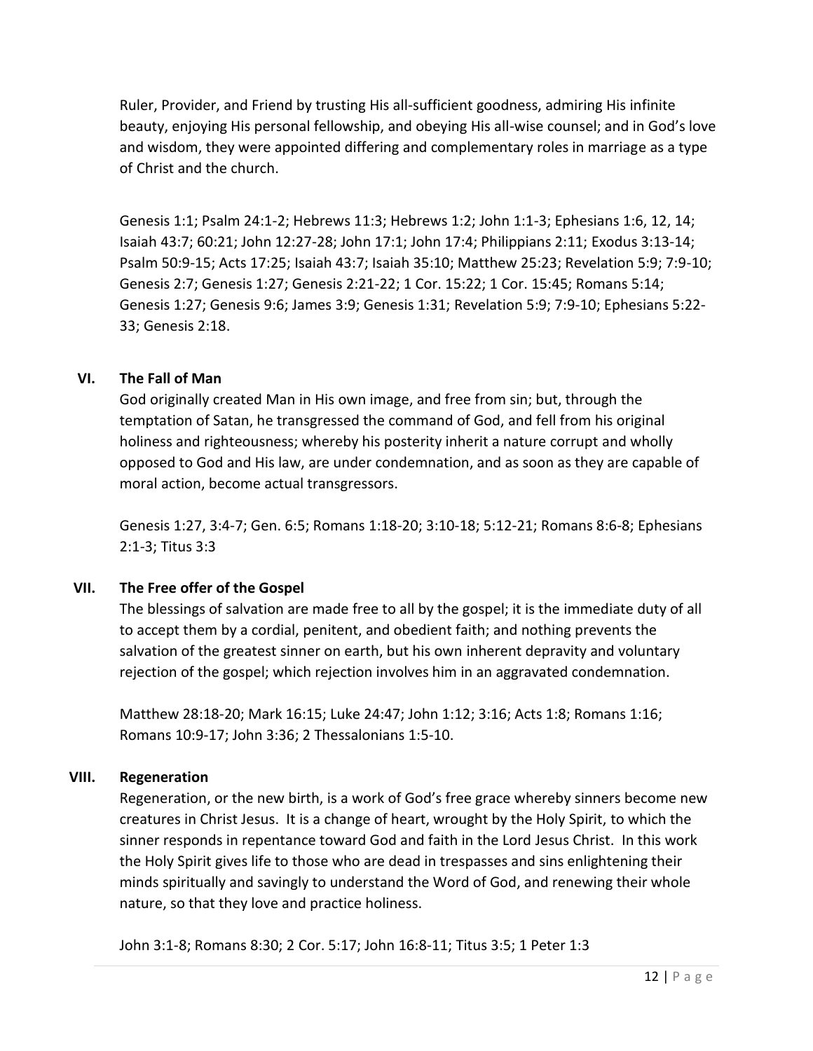Ruler, Provider, and Friend by trusting His all-sufficient goodness, admiring His infinite beauty, enjoying His personal fellowship, and obeying His all-wise counsel; and in God's love and wisdom, they were appointed differing and complementary roles in marriage as a type of Christ and the church.

Genesis 1:1; Psalm 24:1-2; Hebrews 11:3; Hebrews 1:2; John 1:1-3; Ephesians 1:6, 12, 14; Isaiah 43:7; 60:21; John 12:27-28; John 17:1; John 17:4; Philippians 2:11; Exodus 3:13-14; Psalm 50:9-15; Acts 17:25; Isaiah 43:7; Isaiah 35:10; Matthew 25:23; Revelation 5:9; 7:9-10; Genesis 2:7; Genesis 1:27; Genesis 2:21-22; 1 Cor. 15:22; 1 Cor. 15:45; Romans 5:14; Genesis 1:27; Genesis 9:6; James 3:9; Genesis 1:31; Revelation 5:9; 7:9-10; Ephesians 5:22-33; Genesis 2:18.

## VI. The Fall of Man

God originally created Man in His own image, and free from sin; but, through the temptation of Satan, he transgressed the command of God, and fell from his original holiness and righteousness; whereby his posterity inherit a nature corrupt and wholly opposed to God and His law, are under condemnation, and as soon as they are capable of moral action, become actual transgressors.

Genesis 1:27, 3:4-7; Gen. 6:5; Romans 1:18-20; 3:10-18; 5:12-21; Romans 8:6-8; Ephesians 2:1-3; Titus 3:3

## VII. The Free offer of the Gospel

The blessings of salvation are made free to all by the gospel; it is the immediate duty of all to accept them by a cordial, penitent, and obedient faith; and nothing prevents the salvation of the greatest sinner on earth, but his own inherent depravity and voluntary rejection of the gospel; which rejection involves him in an aggravated condemnation.

Matthew 28:18-20; Mark 16:15; Luke 24:47; John 1:12; 3:16; Acts 1:8; Romans 1:16; Romans 10:9-17; John 3:36; 2 Thessalonians 1:5-10.

## VIII. Regeneration

Regeneration, or the new birth, is a work of God's free grace whereby sinners become new creatures in Christ Jesus. It is a change of heart, wrought by the Holy Spirit, to which the sinner responds in repentance toward God and faith in the Lord Jesus Christ. In this work the Holy Spirit gives life to those who are dead in trespasses and sins enlightening their minds spiritually and savingly to understand the Word of God, and renewing their whole nature, so that they love and practice holiness.

John 3:1-8; Romans 8:30; 2 Cor. 5:17; John 16:8-11; Titus 3:5; 1 Peter 1:3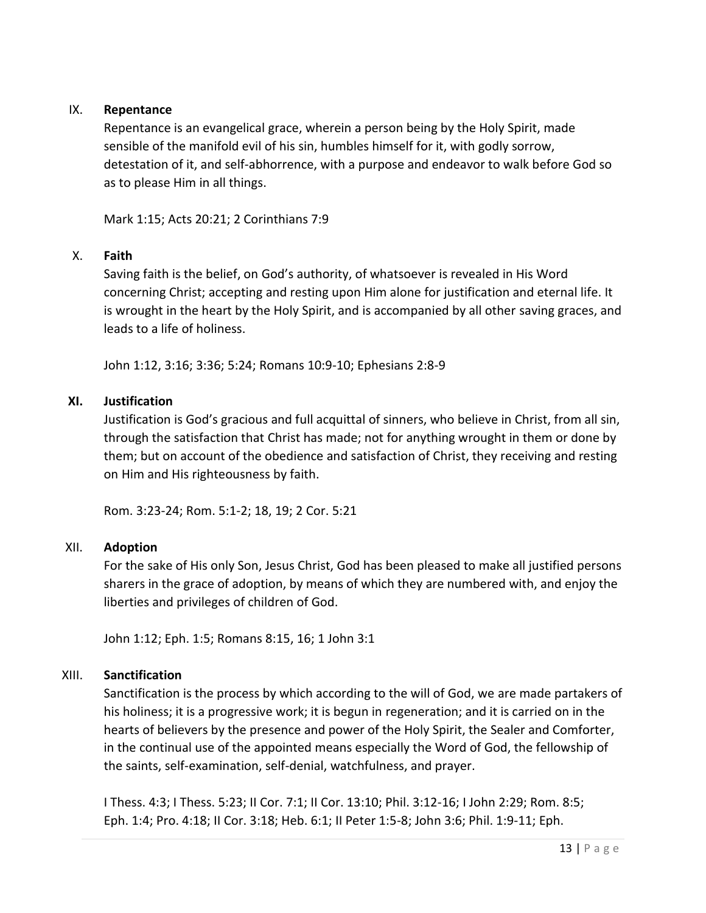## IX. **Repentance**

Repentance is an evangelical grace, wherein a person being by the Holy Spirit, made sensible of the manifold evil of his sin, humbles himself for it, with godly sorrow, detestation of it, and self-abhorrence, with a purpose and endeavor to walk before God so as to please Him in all things.

Mark 1:15; Acts 20:21; 2 Corinthians 7:9

## X. **Faith**

Saving faith is the belief, on God's authority, of whatsoever is revealed in His Word concerning Christ; accepting and resting upon Him alone for justification and eternal life. It is wrought in the heart by the Holy Spirit, and is accompanied by all other saving graces, and leads to a life of holiness.

John 1:12, 3:16; 3:36; 5:24; Romans 10:9-10; Ephesians 2:8-9

## XI. **Justification**

Justification is God's gracious and full acquittal of sinners, who believe in Christ, from all sin, through the satisfaction that Christ has made; not for anything wrought in them or done by them; but on account of the obedience and satisfaction of Christ, they receiving and resting on Him and His righteousness by faith.

Rom. 3:23-24; Rom. 5:1-2; 18, 19; 2 Cor. 5:21

## XII. **Adoption**

For the sake of His only Son, Jesus Christ, God has been pleased to make all justified persons sharers in the grace of adoption, by means of which they are numbered with, and enjoy the liberties and privileges of children of God.

John 1:12; Eph. 1:5; Romans 8:15, 16; 1 John 3:1

## XIII. **Sanctification**

Sanctification is the process by which according to the will of God, we are made partakers of his holiness; it is a progressive work; it is begun in regeneration; and it is carried on in the hearts of believers by the presence and power of the Holy Spirit, the Sealer and Comforter, in the continual use of the appointed means especially the Word of God, the fellowship of the saints, self-examination, self-denial, watchfulness, and prayer.

I Thess. 4:3; I Thess. 5:23; II Cor. 7:1; II Cor. 13:10; Phil. 3:12-16; I John 2:29; Rom. 8:5; Eph. 1:4; Pro. 4:18; II Cor. 3:18; Heb. 6:1; II Peter 1:5-8; John 3:6; Phil. 1:9-11; Eph.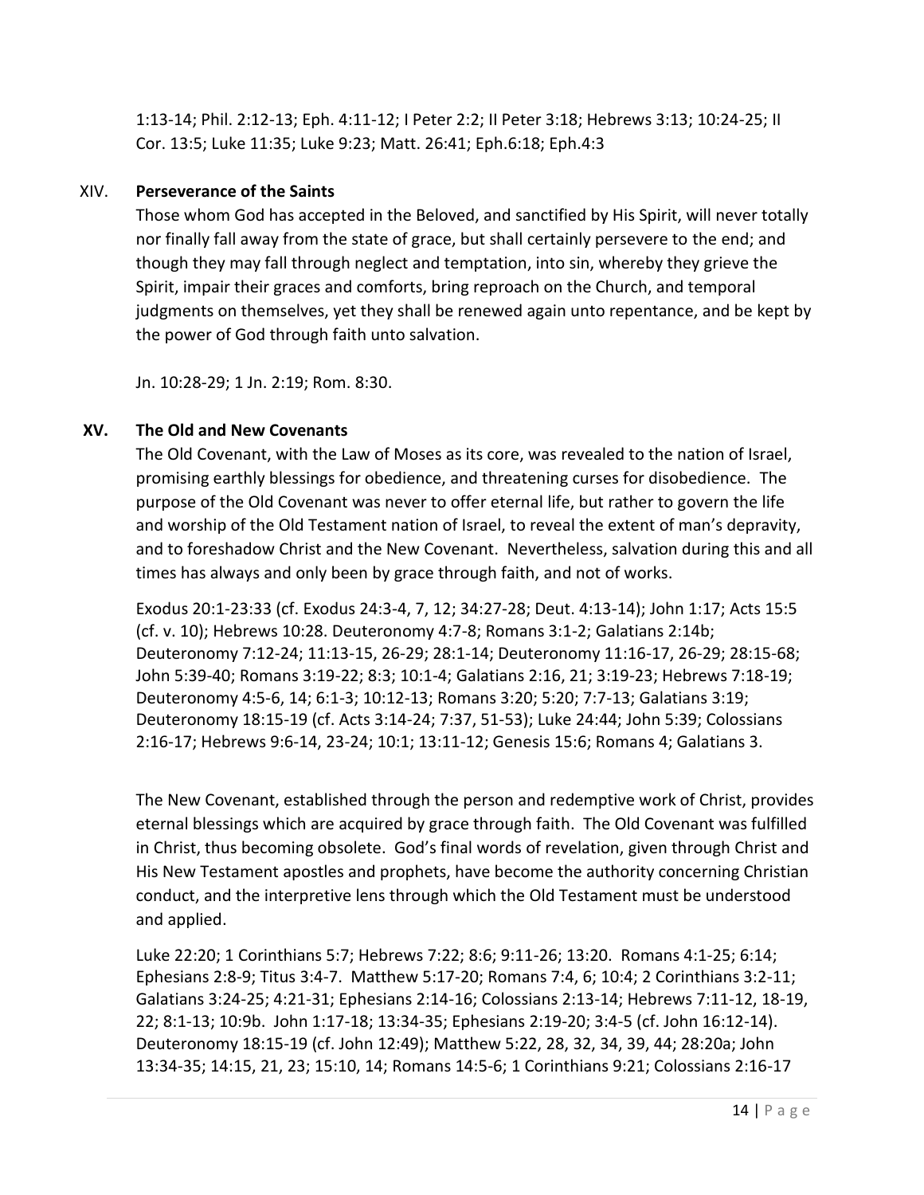1:13-14; Phil. 2:12-13; Eph. 4:11-12; I Peter 2:2; II Peter 3:18; Hebrews 3:13; 10:24-25; II Cor. 13:5; Luke 11:35; Luke 9:23; Matt. 26:41; Eph.6:18; Eph.4:3

## XIV. **Perseverance of the Saints**

Those whom God has accepted in the Beloved, and sanctified by His Spirit, will never totally nor finally fall away from the state of grace, but shall certainly persevere to the end; and though they may fall through neglect and temptation, into sin, whereby they grieve the Spirit, impair their graces and comforts, bring reproach on the Church, and temporal judgments on themselves, yet they shall be renewed again unto repentance, and be kept by the power of God through faith unto salvation.

Jn. 10:28-29; 1 Jn. 2:19; Rom. 8:30.

## XV. **The Old and New Covenants**

The Old Covenant, with the Law of Moses as its core, was revealed to the nation of Israel, promising earthly blessings for obedience, and threatening curses for disobedience. The purpose of the Old Covenant was never to offer eternal life, but rather to govern the life and worship of the Old Testament nation of Israel, to reveal the extent of man's depravity, and to foreshadow Christ and the New Covenant. Nevertheless, salvation during this and all times has always and only been by grace through faith, and not of works.

Exodus 20:1-23:33 (cf. Exodus 24:3-4, 7, 12; 34:27-28; Deut. 4:13-14); John 1:17; Acts 15:5 (cf. v. 10); Hebrews 10:28. Deuteronomy 4:7-8; Romans 3:1-2; Galatians 2:14b; Deuteronomy 7:12-24; 11:13-15, 26-29; 28:1-14; Deuteronomy 11:16-17, 26-29; 28:15-68; John 5:39-40; Romans 3:19-22; 8:3; 10:1-4; Galatians 2:16, 21; 3:19-23; Hebrews 7:18-19; Deuteronomy 4:5-6, 14; 6:1-3; 10:12-13; Romans 3:20; 5:20; 7:7-13; Galatians 3:19; Deuteronomy 18:15-19 (cf. Acts 3:14-24; 7:37, 51-53); Luke 24:44; John 5:39; Colossians 2:16-17; Hebrews 9:6-14, 23-24; 10:1; 13:11-12; Genesis 15:6; Romans 4; Galatians 3.

The New Covenant, established through the person and redemptive work of Christ, provides eternal blessings which are acquired by grace through faith. The Old Covenant was fulfilled in Christ, thus becoming obsolete. God's final words of revelation, given through Christ and His New Testament apostles and prophets, have become the authority concerning Christian conduct, and the interpretive lens through which the Old Testament must be understood and applied.

Luke 22:20; 1 Corinthians 5:7; Hebrews 7:22; 8:6; 9:11-26; 13:20. Romans 4:1-25; 6:14; Ephesians 2:8-9; Titus 3:4-7. Matthew 5:17-20; Romans 7:4, 6; 10:4; 2 Corinthians 3:2-11; Galatians 3:24-25; 4:21-31; Ephesians 2:14-16; Colossians 2:13-14; Hebrews 7:11-12, 18-19, 22; 8:1-13; 10:9b. John 1:17-18; 13:34-35; Ephesians 2:19-20; 3:4-5 (cf. John 16:12-14). Deuteronomy 18:15-19 (cf. John 12:49); Matthew 5:22, 28, 32, 34, 39, 44; 28:20a; John 13:34-35; 14:15, 21, 23; 15:10, 14; Romans 14:5-6; 1 Corinthians 9:21; Colossians 2:16-17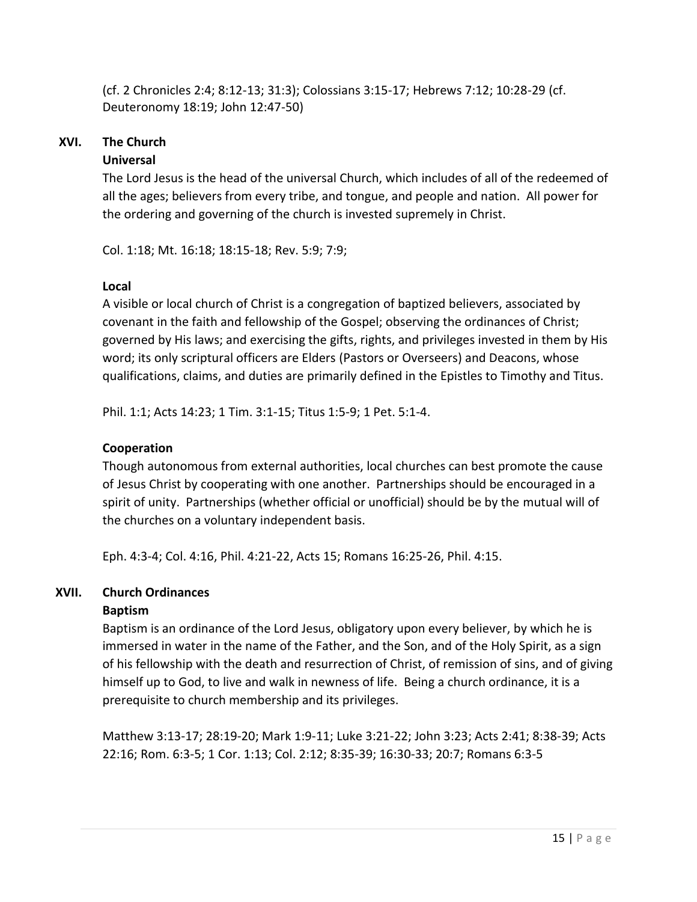(cf. 2 Chronicles 2:4; 8:12-13; 31:3); Colossians 3:15-17; Hebrews 7:12; 10:28-29 (cf. Deuteronomy 18:19; John 12:47-50)

## XVI. The Church

### Universal

The Lord Jesus is the head of the universal Church, which includes of all of the redeemed of all the ages; believers from every tribe, and tongue, and people and nation. All power for the ordering and governing of the church is invested supremely in Christ.

Col. 1:18; Mt. 16:18; 18:15-18; Rev. 5:9; 7:9;

### Local

A visible or local church of Christ is a congregation of baptized believers, associated by covenant in the faith and fellowship of the Gospel; observing the ordinances of Christ; governed by His laws; and exercising the gifts, rights, and privileges invested in them by His word; its only scriptural officers are Elders (Pastors or Overseers) and Deacons, whose qualifications, claims, and duties are primarily defined in the Epistles to Timothy and Titus.

Phil. 1:1; Acts 14:23; 1 Tim. 3:1-15; Titus 1:5-9; 1 Pet. 5:1-4.

### Cooperation

Though autonomous from external authorities, local churches can best promote the cause of Jesus Christ by cooperating with one another. Partnerships should be encouraged in a spirit of unity. Partnerships (whether official or unofficial) should be by the mutual will of the churches on a voluntary independent basis.

Eph. 4:3-4; Col. 4:16, Phil. 4:21-22, Acts 15; Romans 16:25-26, Phil. 4:15.

## XVII. Church Ordinances

### Baptism

Baptism is an ordinance of the Lord Jesus, obligatory upon every believer, by which he is immersed in water in the name of the Father, and the Son, and of the Holy Spirit, as a sign of his fellowship with the death and resurrection of Christ, of remission of sins, and of giving himself up to God, to live and walk in newness of life. Being a church ordinance, it is a prerequisite to church membership and its privileges.

Matthew 3:13-17; 28:19-20; Mark 1:9-11; Luke 3:21-22; John 3:23; Acts 2:41; 8:38-39; Acts 22:16; Rom. 6:3-5; 1 Cor. 1:13; Col. 2:12; 8:35-39; 16:30-33; 20:7; Romans 6:3-5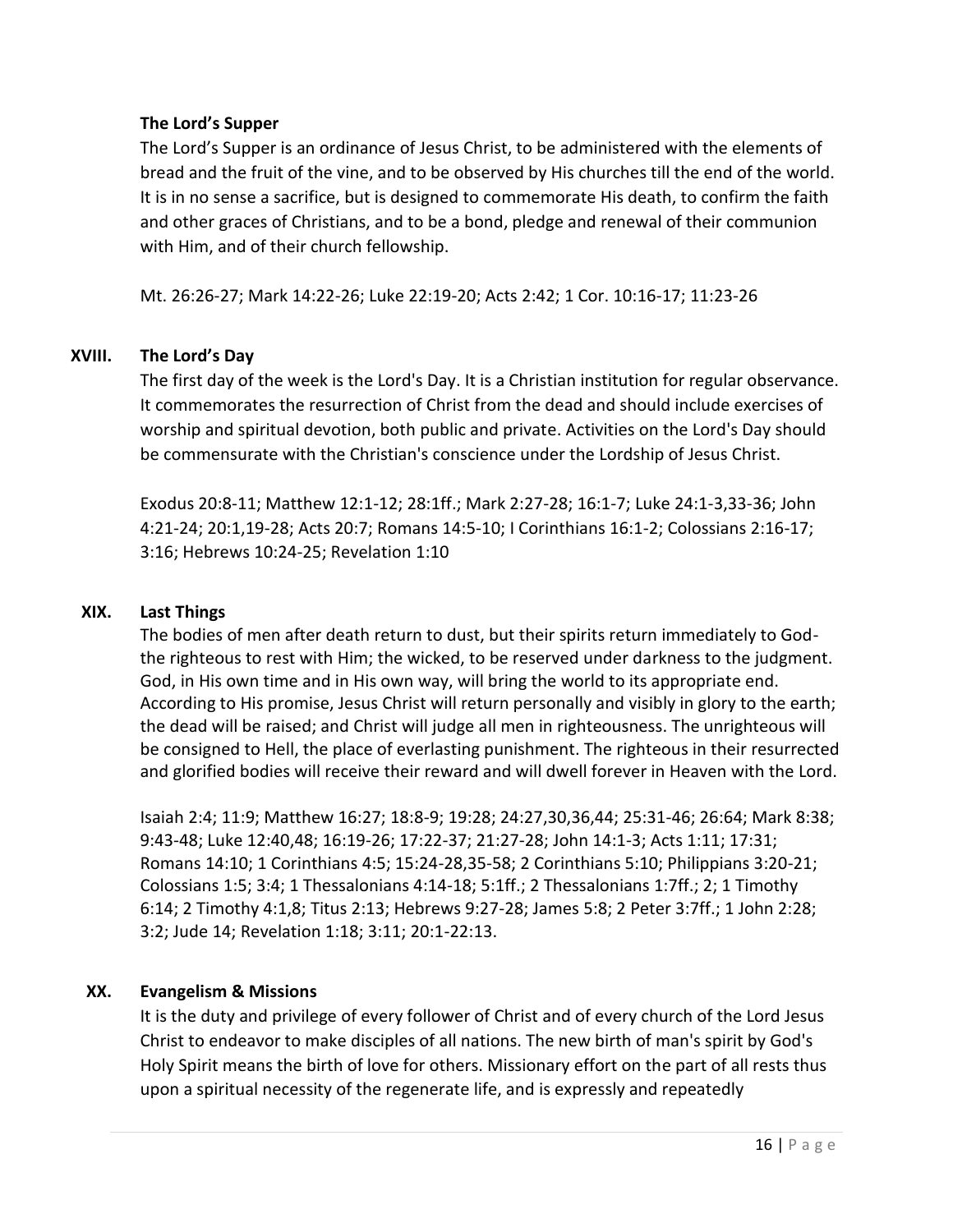### The Lord's Supper

The Lord's Supper is an ordinance of Jesus Christ, to be administered with the elements of bread and the fruit of the vine, and to be observed by His churches till the end of the world. It is in no sense a sacrifice, but is designed to commemorate His death, to confirm the faith and other graces of Christians, and to be a bond, pledge and renewal of their communion with Him, and of their church fellowship.

Mt. 26:26-27; Mark 14:22-26; Luke 22:19-20; Acts 2:42; 1 Cor. 10:16-17; 11:23-26

## XVIII. The Lord's Day

The first day of the week is the Lord's Day. It is a Christian institution for regular observance. It commemorates the resurrection of Christ from the dead and should include exercises of worship and spiritual devotion, both public and private. Activities on the Lord's Day should be commensurate with the Christian's conscience under the Lordship of Jesus Christ.

Exodus 20:8-11; Matthew 12:1-12; 28:1ff.; Mark 2:27-28; 16:1-7; Luke 24:1-3,33-36; John 4:21-24; 20:1,19-28; Acts 20:7; Romans 14:5-10; I Corinthians 16:1-2; Colossians 2:16-17; 3:16; Hebrews 10:24-25; Revelation 1:10

## XIX. Last Things

The bodies of men after death return to dust, but their spirits return immediately to God-the righteous to rest with Him; the wicked, to be reserved under darkness to the judgment. God, in His own time and in His own way, will bring the world to its appropriate end. According to His promise, Jesus Christ will return personally and visibly in glory to the earth; the dead will be raised; and Christ will judge all men in righteousness. The unrighteous will be consigned to Hell, the place of everlasting punishment. The righteous in their resurrected and glorified bodies will receive their reward and will dwell forever in Heaven with the Lord.

Isaiah 2:4; 11:9; Matthew 16:27; 18:8-9; 19:28; 24:27,30,36,44; 25:31-46; 26:64; Mark 8:38; 9:43-48; Luke 12:40,48; 16:19-26; 17:22-37; 21:27-28; John 14:1-3; Acts 1:11; 17:31; Romans 14:10; 1 Corinthians 4:5; 15:24-28,35-58; 2 Corinthians 5:10; Philippians 3:20-21; Colossians 1:5; 3:4; 1 Thessalonians 4:14-18; 5:1ff.; 2 Thessalonians 1:7ff.; 2; 1 Timothy 6:14; 2 Timothy 4:1,8; Titus 2:13; Hebrews 9:27-28; James 5:8; 2 Peter 3:7ff.; 1 John 2:28; 3:2; Jude 14; Revelation 1:18; 3:11; 20:1-22:13.

## XX. Evangelism & Missions

It is the duty and privilege of every follower of Christ and of every church of the Lord Jesus Christ to endeavor to make disciples of all nations. The new birth of man's spirit by God's Holy Spirit means the birth of love for others. Missionary effort on the part of all rests thus upon a spiritual necessity of the regenerate life, and is expressly and repeatedly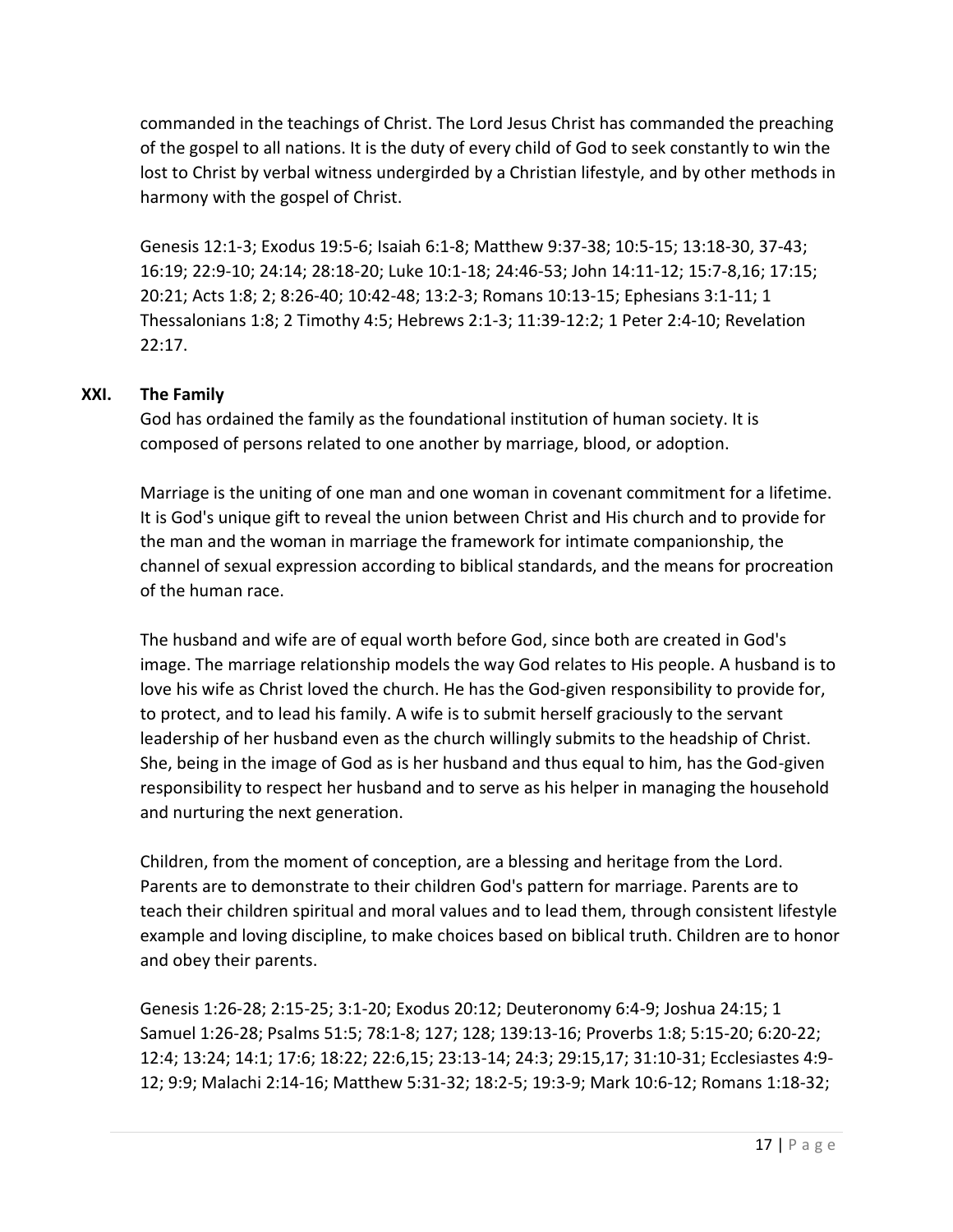commanded in the teachings of Christ. The Lord Jesus Christ has commanded the preaching of the gospel to all nations. It is the duty of every child of God to seek constantly to win the lost to Christ by verbal witness undergirded by a Christian lifestyle, and by other methods in harmony with the gospel of Christ.

Genesis 12:1-3; Exodus 19:5-6; Isaiah 6:1-8; Matthew 9:37-38; 10:5-15; 13:18-30, 37-43; 16:19; 22:9-10; 24:14; 28:18-20; Luke 10:1-18; 24:46-53; John 14:11-12; 15:7-8,16; 17:15; 20:21; Acts 1:8; 2; 8:26-40; 10:42-48; 13:2-3; Romans 10:13-15; Ephesians 3:1-11; 1 Thessalonians 1:8; 2 Timothy 4:5; Hebrews 2:1-3; 11:39-12:2; 1 Peter 2:4-10; Revelation 22:17.

## XXI. The Family

God has ordained the family as the foundational institution of human society. It is composed of persons related to one another by marriage, blood, or adoption.

Marriage is the uniting of one man and one woman in covenant commitment for a lifetime. It is God's unique gift to reveal the union between Christ and His church and to provide for the man and the woman in marriage the framework for intimate companionship, the channel of sexual expression according to biblical standards, and the means for procreation of the human race.

The husband and wife are of equal worth before God, since both are created in God's image. The marriage relationship models the way God relates to His people. A husband is to love his wife as Christ loved the church. He has the God-given responsibility to provide for, to protect, and to lead his family. A wife is to submit herself graciously to the servant leadership of her husband even as the church willingly submits to the headship of Christ. She, being in the image of God as is her husband and thus equal to him, has the God-given responsibility to respect her husband and to serve as his helper in managing the household and nurturing the next generation.

Children, from the moment of conception, are a blessing and heritage from the Lord. Parents are to demonstrate to their children God's pattern for marriage. Parents are to teach their children spiritual and moral values and to lead them, through consistent lifestyle example and loving discipline, to make choices based on biblical truth. Children are to honor and obey their parents.

Genesis 1:26-28; 2:15-25; 3:1-20; Exodus 20:12; Deuteronomy 6:4-9; Joshua 24:15; 1 Samuel 1:26-28; Psalms 51:5; 78:1-8; 127; 128; 139:13-16; Proverbs 1:8; 5:15-20; 6:20-22; 12:4; 13:24; 14:1; 17:6; 18:22; 22:6,15; 23:13-14; 24:3; 29:15,17; 31:10-31; Ecclesiastes 4:9-12; 9:9; Malachi 2:14-16; Matthew 5:31-32; 18:2-5; 19:3-9; Mark 10:6-12; Romans 1:18-32;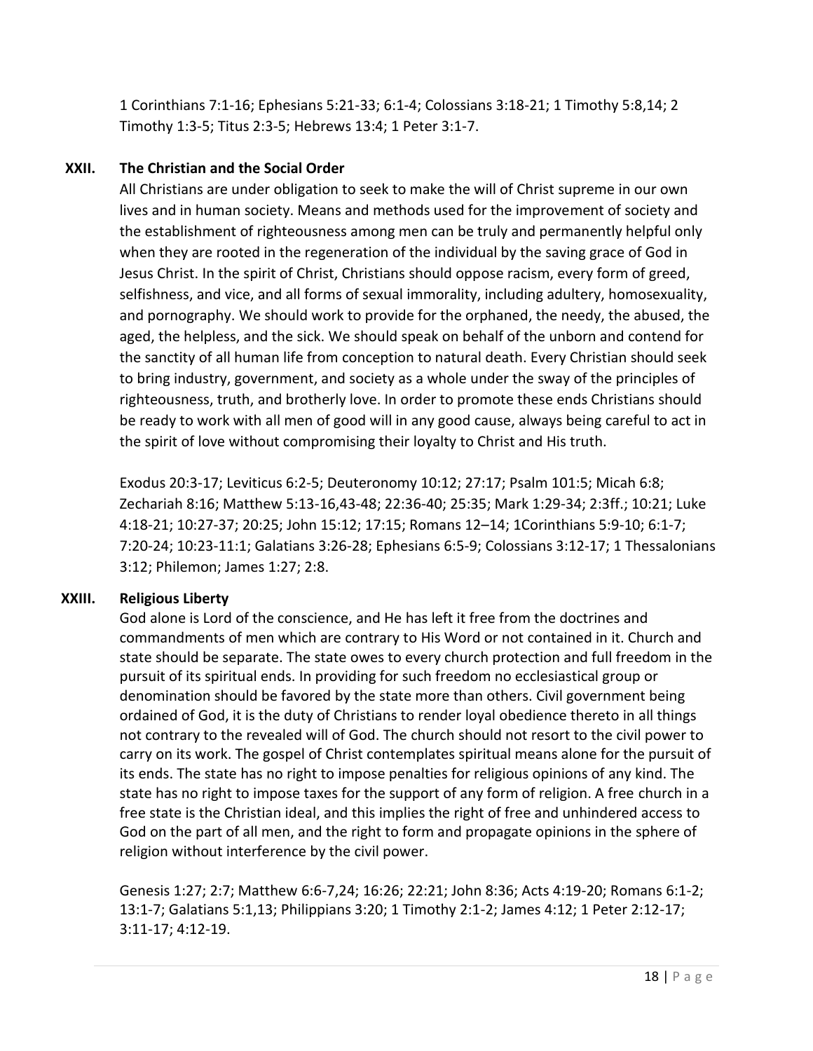1 Corinthians 7:1-16; Ephesians 5:21-33; 6:1-4; Colossians 3:18-21; 1 Timothy 5:8,14; 2 Timothy 1:3-5; Titus 2:3-5; Hebrews 13:4; 1 Peter 3:1-7.

## XXII. The Christian and the Social Order

All Christians are under obligation to seek to make the will of Christ supreme in our own lives and in human society. Means and methods used for the improvement of society and the establishment of righteousness among men can be truly and permanently helpful only when they are rooted in the regeneration of the individual by the saving grace of God in Jesus Christ. In the spirit of Christ, Christians should oppose racism, every form of greed, selfishness, and vice, and all forms of sexual immorality, including adultery, homosexuality, and pornography. We should work to provide for the orphaned, the needy, the abused, the aged, the helpless, and the sick. We should speak on behalf of the unborn and contend for the sanctity of all human life from conception to natural death. Every Christian should seek to bring industry, government, and society as a whole under the sway of the principles of righteousness, truth, and brotherly love. In order to promote these ends Christians should be ready to work with all men of good will in any good cause, always being careful to act in the spirit of love without compromising their loyalty to Christ and His truth.

Exodus 20:3-17; Leviticus 6:2-5; Deuteronomy 10:12; 27:17; Psalm 101:5; Micah 6:8; Zechariah 8:16; Matthew 5:13-16,43-48; 22:36-40; 25:35; Mark 1:29-34; 2:3ff.; 10:21; Luke 4:18-21; 10:27-37; 20:25; John 15:12; 17:15; Romans 12–14; 1Corinthians 5:9-10; 6:1-7; 7:20-24; 10:23-11:1; Galatians 3:26-28; Ephesians 6:5-9; Colossians 3:12-17; 1 Thessalonians 3:12; Philemon; James 1:27; 2:8.

## XXIII. Religious Liberty

God alone is Lord of the conscience, and He has left it free from the doctrines and commandments of men which are contrary to His Word or not contained in it. Church and state should be separate. The state owes to every church protection and full freedom in the pursuit of its spiritual ends. In providing for such freedom no ecclesiastical group or denomination should be favored by the state more than others. Civil government being ordained of God, it is the duty of Christians to render loyal obedience thereto in all things not contrary to the revealed will of God. The church should not resort to the civil power to carry on its work. The gospel of Christ contemplates spiritual means alone for the pursuit of its ends. The state has no right to impose penalties for religious opinions of any kind. The state has no right to impose taxes for the support of any form of religion. A free church in a free state is the Christian ideal, and this implies the right of free and unhindered access to God on the part of all men, and the right to form and propagate opinions in the sphere of religion without interference by the civil power.

Genesis 1:27; 2:7; Matthew 6:6-7,24; 16:26; 22:21; John 8:36; Acts 4:19-20; Romans 6:1-2; 13:1-7; Galatians 5:1,13; Philippians 3:20; 1 Timothy 2:1-2; James 4:12; 1 Peter 2:12-17; 3:11-17; 4:12-19.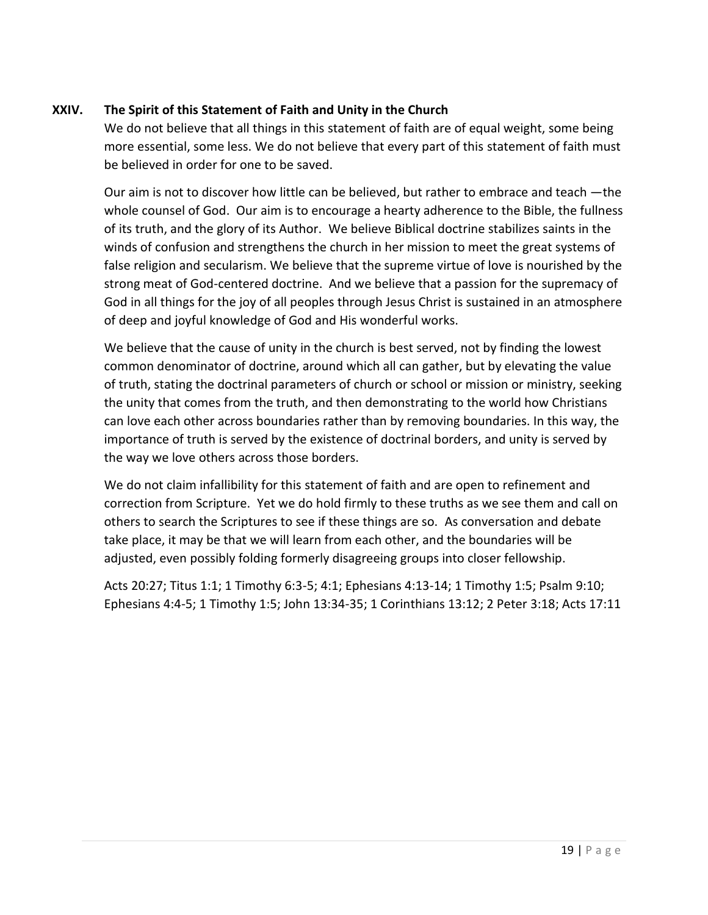## XXIV. The Spirit of this Statement of Faith and Unity in the Church

We do not believe that all things in this statement of faith are of equal weight, some being more essential, some less. We do not believe that every part of this statement of faith must be believed in order for one to be saved.

Our aim is not to discover how little can be believed, but rather to embrace and teach —the whole counsel of God. Our aim is to encourage a hearty adherence to the Bible, the fullness of its truth, and the glory of its Author. We believe Biblical doctrine stabilizes saints in the winds of confusion and strengthens the church in her mission to meet the great systems of false religion and secularism. We believe that the supreme virtue of love is nourished by the strong meat of God-centered doctrine. And we believe that a passion for the supremacy of God in all things for the joy of all peoples through Jesus Christ is sustained in an atmosphere of deep and joyful knowledge of God and His wonderful works.

We believe that the cause of unity in the church is best served, not by finding the lowest common denominator of doctrine, around which all can gather, but by elevating the value of truth, stating the doctrinal parameters of church or school or mission or ministry, seeking the unity that comes from the truth, and then demonstrating to the world how Christians can love each other across boundaries rather than by removing boundaries. In this way, the importance of truth is served by the existence of doctrinal borders, and unity is served by the way we love others across those borders.

We do not claim infallibility for this statement of faith and are open to refinement and correction from Scripture. Yet we do hold firmly to these truths as we see them and call on others to search the Scriptures to see if these things are so. As conversation and debate take place, it may be that we will learn from each other, and the boundaries will be adjusted, even possibly folding formerly disagreeing groups into closer fellowship.

Acts 20:27; Titus 1:1; 1 Timothy 6:3-5; 4:1; Ephesians 4:13-14; 1 Timothy 1:5; Psalm 9:10; Ephesians 4:4-5; 1 Timothy 1:5; John 13:34-35; 1 Corinthians 13:12; 2 Peter 3:18; Acts 17:11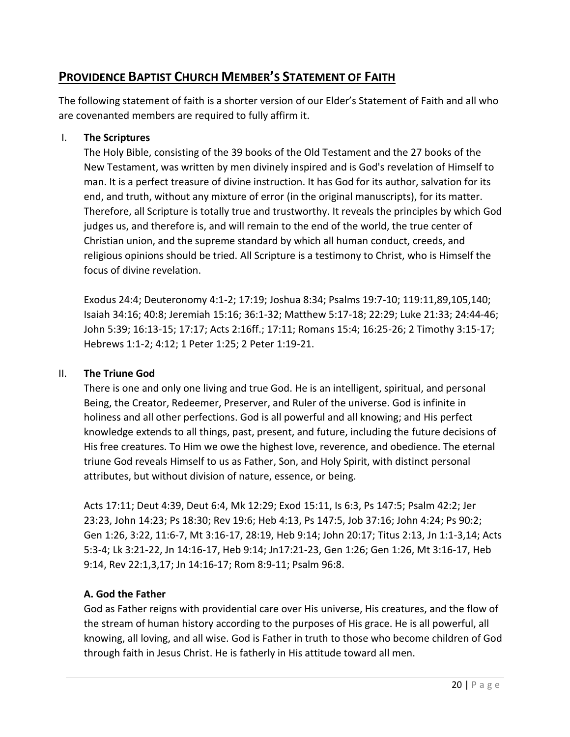## Providence Baptist Church Member's Statement of Faith

The following statement of faith is a shorter version of our Elder's Statement of Faith and all who are covenanted members are required to fully affirm it.

### I. The Scriptures

The Holy Bible, consisting of the 39 books of the Old Testament and the 27 books of the New Testament, was written by men divinely inspired and is God's revelation of Himself to man. It is a perfect treasure of divine instruction. It has God for its author, salvation for its end, and truth, without any mixture of error (in the original manuscripts), for its matter. Therefore, all Scripture is totally true and trustworthy. It reveals the principles by which God judges us, and therefore is, and will remain to the end of the world, the true center of Christian union, and the supreme standard by which all human conduct, creeds, and religious opinions should be tried. All Scripture is a testimony to Christ, who is Himself the focus of divine revelation.

Exodus 24:4; Deuteronomy 4:1-2; 17:19; Joshua 8:34; Psalms 19:7-10; 119:11,89,105,140; Isaiah 34:16; 40:8; Jeremiah 15:16; 36:1-32; Matthew 5:17-18; 22:29; Luke 21:33; 24:44-46; John 5:39; 16:13-15; 17:17; Acts 2:16ff.; 17:11; Romans 15:4; 16:25-26; 2 Timothy 3:15-17; Hebrews 1:1-2; 4:12; 1 Peter 1:25; 2 Peter 1:19-21.

### II. The Triune God

There is one and only one living and true God. He is an intelligent, spiritual, and personal Being, the Creator, Redeemer, Preserver, and Ruler of the universe. God is infinite in holiness and all other perfections. God is all powerful and all knowing; and His perfect knowledge extends to all things, past, present, and future, including the future decisions of His free creatures. To Him we owe the highest love, reverence, and obedience. The eternal triune God reveals Himself to us as Father, Son, and Holy Spirit, with distinct personal attributes, but without division of nature, essence, or being.

Acts 17:11; Deut 4:39, Deut 6:4, Mk 12:29; Exod 15:11, Is 6:3, Ps 147:5; Psalm 42:2; Jer 23:23, John 14:23; Ps 18:30; Rev 19:6; Heb 4:13, Ps 147:5, Job 37:16; John 4:24; Ps 90:2; Gen 1:26, 3:22, 11:6-7, Mt 3:16-17, 28:19, Heb 9:14; John 20:17; Titus 2:13, Jn 1:1-3,14; Acts 5:3-4; Lk 3:21-22, Jn 14:16-17, Heb 9:14; Jn17:21-23, Gen 1:26; Gen 1:26, Mt 3:16-17, Heb 9:14, Rev 22:1,3,17; Jn 14:16-17; Rom 8:9-11; Psalm 96:8.

#### A. God the Father

God as Father reigns with providential care over His universe, His creatures, and the flow of the stream of human history according to the purposes of His grace. He is all powerful, all knowing, all loving, and all wise. God is Father in truth to those who become children of God through faith in Jesus Christ. He is fatherly in His attitude toward all men.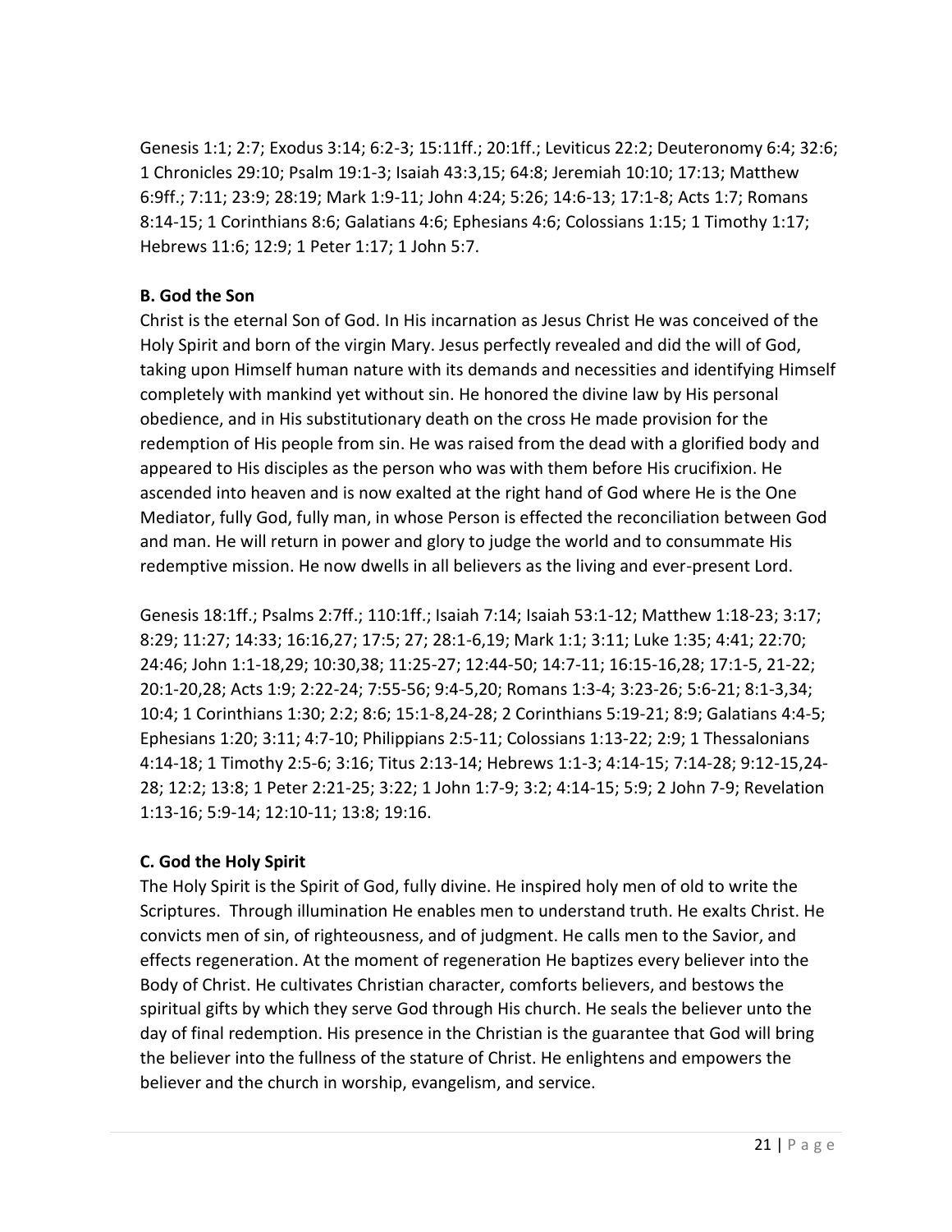Genesis 1:1; 2:7; Exodus 3:14; 6:2-3; 15:11ff.; 20:1ff.; Leviticus 22:2; Deuteronomy 6:4; 32:6; 1 Chronicles 29:10; Psalm 19:1-3; Isaiah 43:3,15; 64:8; Jeremiah 10:10; 17:13; Matthew 6:9ff.; 7:11; 23:9; 28:19; Mark 1:9-11; John 4:24; 5:26; 14:6-13; 17:1-8; Acts 1:7; Romans 8:14-15; 1 Corinthians 8:6; Galatians 4:6; Ephesians 4:6; Colossians 1:15; 1 Timothy 1:17; Hebrews 11:6; 12:9; 1 Peter 1:17; 1 John 5:7.

**B. God the Son**

Christ is the eternal Son of God. In His incarnation as Jesus Christ He was conceived of the Holy Spirit and born of the virgin Mary. Jesus perfectly revealed and did the will of God, taking upon Himself human nature with its demands and necessities and identifying Himself completely with mankind yet without sin. He honored the divine law by His personal obedience, and in His substitutionary death on the cross He made provision for the redemption of His people from sin. He was raised from the dead with a glorified body and appeared to His disciples as the person who was with them before His crucifixion. He ascended into heaven and is now exalted at the right hand of God where He is the One Mediator, fully God, fully man, in whose Person is effected the reconciliation between God and man. He will return in power and glory to judge the world and to consummate His redemptive mission. He now dwells in all believers as the living and ever-present Lord.

Genesis 18:1ff.; Psalms 2:7ff.; 110:1ff.; Isaiah 7:14; Isaiah 53:1-12; Matthew 1:18-23; 3:17; 8:29; 11:27; 14:33; 16:16,27; 17:5; 27; 28:1-6,19; Mark 1:1; 3:11; Luke 1:35; 4:41; 22:70; 24:46; John 1:1-18,29; 10:30,38; 11:25-27; 12:44-50; 14:7-11; 16:15-16,28; 17:1-5, 21-22; 20:1-20,28; Acts 1:9; 2:22-24; 7:55-56; 9:4-5,20; Romans 1:3-4; 3:23-26; 5:6-21; 8:1-3,34; 10:4; 1 Corinthians 1:30; 2:2; 8:6; 15:1-8,24-28; 2 Corinthians 5:19-21; 8:9; Galatians 4:4-5; Ephesians 1:20; 3:11; 4:7-10; Philippians 2:5-11; Colossians 1:13-22; 2:9; 1 Thessalonians 4:14-18; 1 Timothy 2:5-6; 3:16; Titus 2:13-14; Hebrews 1:1-3; 4:14-15; 7:14-28; 9:12-15,24-28; 12:2; 13:8; 1 Peter 2:21-25; 3:22; 1 John 1:7-9; 3:2; 4:14-15; 5:9; 2 John 7-9; Revelation 1:13-16; 5:9-14; 12:10-11; 13:8; 19:16.

**C. God the Holy Spirit**

The Holy Spirit is the Spirit of God, fully divine. He inspired holy men of old to write the Scriptures. Through illumination He enables men to understand truth. He exalts Christ. He convicts men of sin, of righteousness, and of judgment. He calls men to the Savior, and effects regeneration. At the moment of regeneration He baptizes every believer into the Body of Christ. He cultivates Christian character, comforts believers, and bestows the spiritual gifts by which they serve God through His church. He seals the believer unto the day of final redemption. His presence in the Christian is the guarantee that God will bring the believer into the fullness of the stature of Christ. He enlightens and empowers the believer and the church in worship, evangelism, and service.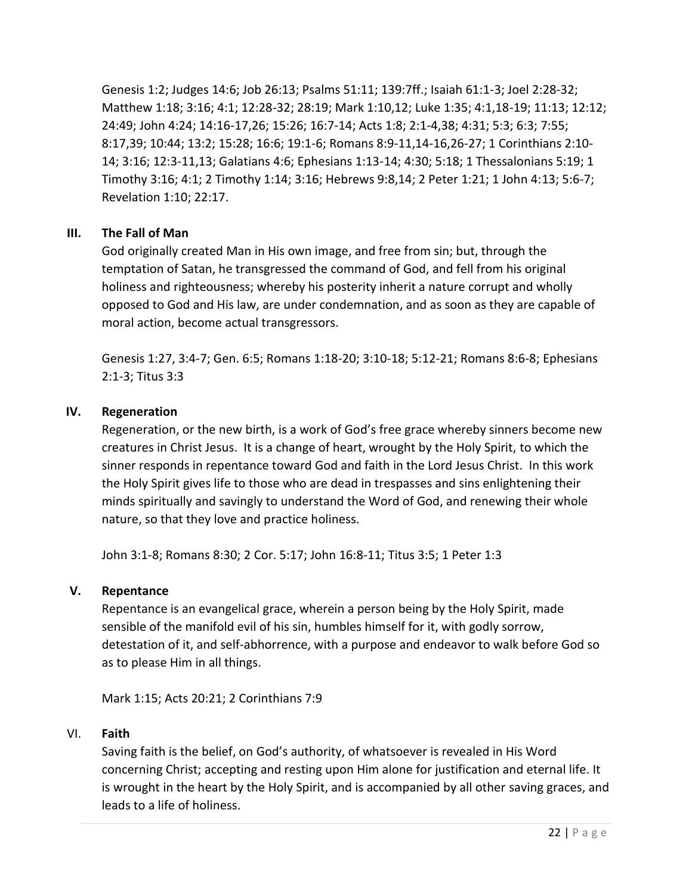Genesis 1:2; Judges 14:6; Job 26:13; Psalms 51:11; 139:7ff.; Isaiah 61:1-3; Joel 2:28-32; Matthew 1:18; 3:16; 4:1; 12:28-32; 28:19; Mark 1:10,12; Luke 1:35; 4:1,18-19; 11:13; 12:12; 24:49; John 4:24; 14:16-17,26; 15:26; 16:7-14; Acts 1:8; 2:1-4,38; 4:31; 5:3; 6:3; 7:55; 8:17,39; 10:44; 13:2; 15:28; 16:6; 19:1-6; Romans 8:9-11,14-16,26-27; 1 Corinthians 2:10-14; 3:16; 12:3-11,13; Galatians 4:6; Ephesians 1:13-14; 4:30; 5:18; 1 Thessalonians 5:19; 1 Timothy 3:16; 4:1; 2 Timothy 1:14; 3:16; Hebrews 9:8,14; 2 Peter 1:21; 1 John 4:13; 5:6-7; Revelation 1:10; 22:17.

### III. The Fall of Man

God originally created Man in His own image, and free from sin; but, through the temptation of Satan, he transgressed the command of God, and fell from his original holiness and righteousness; whereby his posterity inherit a nature corrupt and wholly opposed to God and His law, are under condemnation, and as soon as they are capable of moral action, become actual transgressors.

Genesis 1:27, 3:4-7; Gen. 6:5; Romans 1:18-20; 3:10-18; 5:12-21; Romans 8:6-8; Ephesians 2:1-3; Titus 3:3

### IV. Regeneration

Regeneration, or the new birth, is a work of God's free grace whereby sinners become new creatures in Christ Jesus. It is a change of heart, wrought by the Holy Spirit, to which the sinner responds in repentance toward God and faith in the Lord Jesus Christ. In this work the Holy Spirit gives life to those who are dead in trespasses and sins enlightening their minds spiritually and savingly to understand the Word of God, and renewing their whole nature, so that they love and practice holiness.

John 3:1-8; Romans 8:30; 2 Cor. 5:17; John 16:8-11; Titus 3:5; 1 Peter 1:3

### V. Repentance

Repentance is an evangelical grace, wherein a person being by the Holy Spirit, made sensible of the manifold evil of his sin, humbles himself for it, with godly sorrow, detestation of it, and self-abhorrence, with a purpose and endeavor to walk before God so as to please Him in all things.

Mark 1:15; Acts 20:21; 2 Corinthians 7:9

### VI. Faith

Saving faith is the belief, on God's authority, of whatsoever is revealed in His Word concerning Christ; accepting and resting upon Him alone for justification and eternal life. It is wrought in the heart by the Holy Spirit, and is accompanied by all other saving graces, and leads to a life of holiness.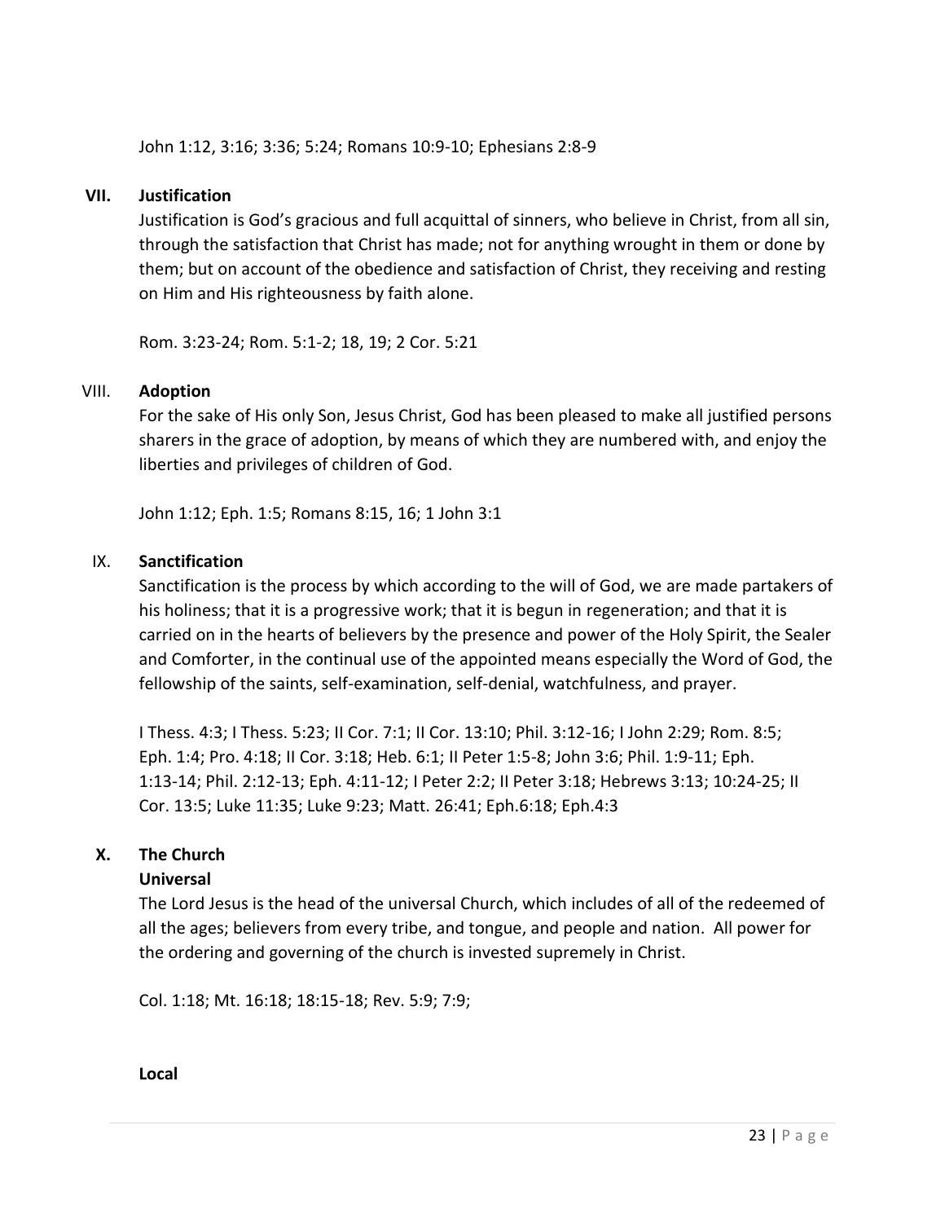John 1:12, 3:16; 3:36; 5:24; Romans 10:9-10; Ephesians 2:8-9

## VII. Justification

Justification is God's gracious and full acquittal of sinners, who believe in Christ, from all sin, through the satisfaction that Christ has made; not for anything wrought in them or done by them; but on account of the obedience and satisfaction of Christ, they receiving and resting on Him and His righteousness by faith alone.

Rom. 3:23-24; Rom. 5:1-2; 18, 19; 2 Cor. 5:21

## VIII. Adoption

For the sake of His only Son, Jesus Christ, God has been pleased to make all justified persons sharers in the grace of adoption, by means of which they are numbered with, and enjoy the liberties and privileges of children of God.

John 1:12; Eph. 1:5; Romans 8:15, 16; 1 John 3:1

## IX. Sanctification

Sanctification is the process by which according to the will of God, we are made partakers of his holiness; that it is a progressive work; that it is begun in regeneration; and that it is carried on in the hearts of believers by the presence and power of the Holy Spirit, the Sealer and Comforter, in the continual use of the appointed means especially the Word of God, the fellowship of the saints, self-examination, self-denial, watchfulness, and prayer.

I Thess. 4:3; I Thess. 5:23; II Cor. 7:1; II Cor. 13:10; Phil. 3:12-16; I John 2:29; Rom. 8:5; Eph. 1:4; Pro. 4:18; II Cor. 3:18; Heb. 6:1; II Peter 1:5-8; John 3:6; Phil. 1:9-11; Eph. 1:13-14; Phil. 2:12-13; Eph. 4:11-12; I Peter 2:2; II Peter 3:18; Hebrews 3:13; 10:24-25; II Cor. 13:5; Luke 11:35; Luke 9:23; Matt. 26:41; Eph.6:18; Eph.4:3

## X. The Church

**Universal**

The Lord Jesus is the head of the universal Church, which includes of all of the redeemed of all the ages; believers from every tribe, and tongue, and people and nation. All power for the ordering and governing of the church is invested supremely in Christ.

Col. 1:18; Mt. 16:18; 18:15-18; Rev. 5:9; 7:9;

**Local**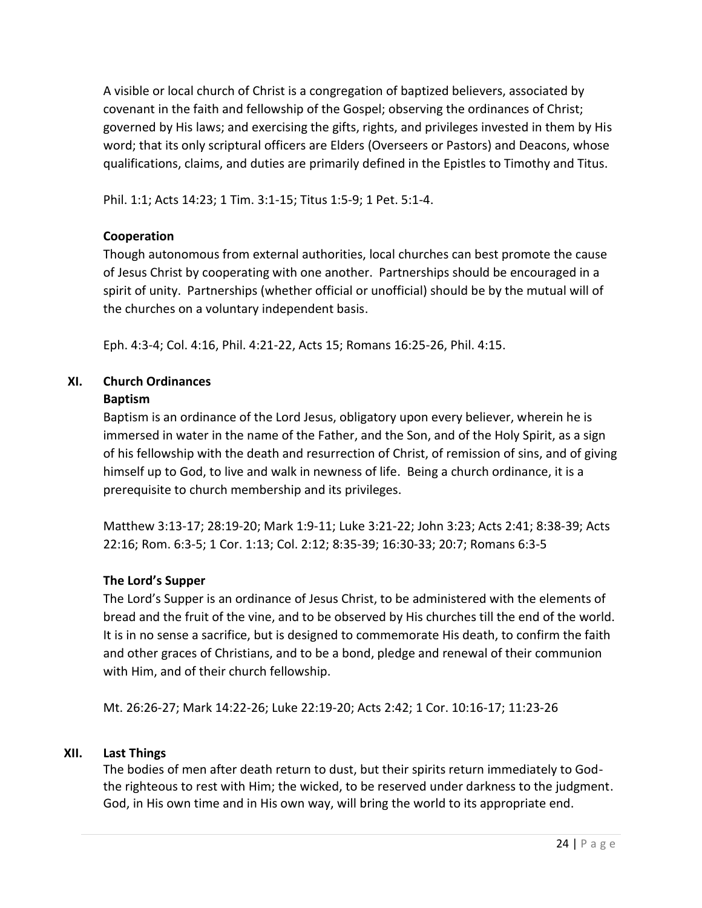A visible or local church of Christ is a congregation of baptized believers, associated by covenant in the faith and fellowship of the Gospel; observing the ordinances of Christ; governed by His laws; and exercising the gifts, rights, and privileges invested in them by His word; that its only scriptural officers are Elders (Overseers or Pastors) and Deacons, whose qualifications, claims, and duties are primarily defined in the Epistles to Timothy and Titus.

Phil. 1:1; Acts 14:23; 1 Tim. 3:1-15; Titus 1:5-9; 1 Pet. 5:1-4.

**Cooperation**

Though autonomous from external authorities, local churches can best promote the cause of Jesus Christ by cooperating with one another. Partnerships should be encouraged in a spirit of unity. Partnerships (whether official or unofficial) should be by the mutual will of the churches on a voluntary independent basis.

Eph. 4:3-4; Col. 4:16, Phil. 4:21-22, Acts 15; Romans 16:25-26, Phil. 4:15.

## XI. Church Ordinances

**Baptism**

Baptism is an ordinance of the Lord Jesus, obligatory upon every believer, wherein he is immersed in water in the name of the Father, and the Son, and of the Holy Spirit, as a sign of his fellowship with the death and resurrection of Christ, of remission of sins, and of giving himself up to God, to live and walk in newness of life. Being a church ordinance, it is a prerequisite to church membership and its privileges.

Matthew 3:13-17; 28:19-20; Mark 1:9-11; Luke 3:21-22; John 3:23; Acts 2:41; 8:38-39; Acts 22:16; Rom. 6:3-5; 1 Cor. 1:13; Col. 2:12; 8:35-39; 16:30-33; 20:7; Romans 6:3-5

**The Lord's Supper**

The Lord's Supper is an ordinance of Jesus Christ, to be administered with the elements of bread and the fruit of the vine, and to be observed by His churches till the end of the world. It is in no sense a sacrifice, but is designed to commemorate His death, to confirm the faith and other graces of Christians, and to be a bond, pledge and renewal of their communion with Him, and of their church fellowship.

Mt. 26:26-27; Mark 14:22-26; Luke 22:19-20; Acts 2:42; 1 Cor. 10:16-17; 11:23-26

## XII. Last Things

The bodies of men after death return to dust, but their spirits return immediately to God-the righteous to rest with Him; the wicked, to be reserved under darkness to the judgment. God, in His own time and in His own way, will bring the world to its appropriate end.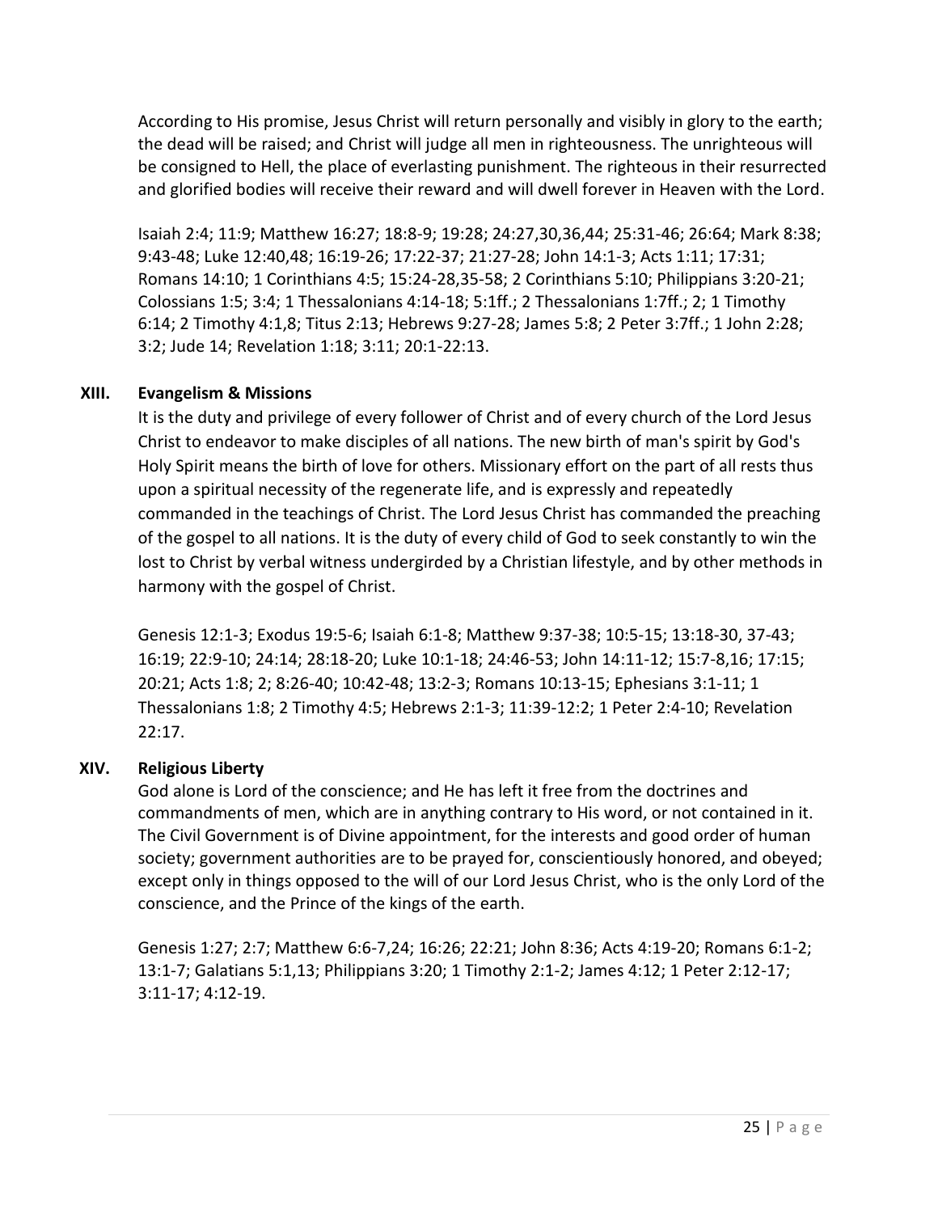According to His promise, Jesus Christ will return personally and visibly in glory to the earth; the dead will be raised; and Christ will judge all men in righteousness. The unrighteous will be consigned to Hell, the place of everlasting punishment. The righteous in their resurrected and glorified bodies will receive their reward and will dwell forever in Heaven with the Lord.

Isaiah 2:4; 11:9; Matthew 16:27; 18:8-9; 19:28; 24:27,30,36,44; 25:31-46; 26:64; Mark 8:38; 9:43-48; Luke 12:40,48; 16:19-26; 17:22-37; 21:27-28; John 14:1-3; Acts 1:11; 17:31; Romans 14:10; 1 Corinthians 4:5; 15:24-28,35-58; 2 Corinthians 5:10; Philippians 3:20-21; Colossians 1:5; 3:4; 1 Thessalonians 4:14-18; 5:1ff.; 2 Thessalonians 1:7ff.; 2; 1 Timothy 6:14; 2 Timothy 4:1,8; Titus 2:13; Hebrews 9:27-28; James 5:8; 2 Peter 3:7ff.; 1 John 2:28; 3:2; Jude 14; Revelation 1:18; 3:11; 20:1-22:13.

## XIII. Evangelism & Missions

It is the duty and privilege of every follower of Christ and of every church of the Lord Jesus Christ to endeavor to make disciples of all nations. The new birth of man's spirit by God's Holy Spirit means the birth of love for others. Missionary effort on the part of all rests thus upon a spiritual necessity of the regenerate life, and is expressly and repeatedly commanded in the teachings of Christ. The Lord Jesus Christ has commanded the preaching of the gospel to all nations. It is the duty of every child of God to seek constantly to win the lost to Christ by verbal witness undergirded by a Christian lifestyle, and by other methods in harmony with the gospel of Christ.

Genesis 12:1-3; Exodus 19:5-6; Isaiah 6:1-8; Matthew 9:37-38; 10:5-15; 13:18-30, 37-43; 16:19; 22:9-10; 24:14; 28:18-20; Luke 10:1-18; 24:46-53; John 14:11-12; 15:7-8,16; 17:15; 20:21; Acts 1:8; 2; 8:26-40; 10:42-48; 13:2-3; Romans 10:13-15; Ephesians 3:1-11; 1 Thessalonians 1:8; 2 Timothy 4:5; Hebrews 2:1-3; 11:39-12:2; 1 Peter 2:4-10; Revelation 22:17.

## XIV. Religious Liberty

God alone is Lord of the conscience; and He has left it free from the doctrines and commandments of men, which are in anything contrary to His word, or not contained in it. The Civil Government is of Divine appointment, for the interests and good order of human society; government authorities are to be prayed for, conscientiously honored, and obeyed; except only in things opposed to the will of our Lord Jesus Christ, who is the only Lord of the conscience, and the Prince of the kings of the earth.

Genesis 1:27; 2:7; Matthew 6:6-7,24; 16:26; 22:21; John 8:36; Acts 4:19-20; Romans 6:1-2; 13:1-7; Galatians 5:1,13; Philippians 3:20; 1 Timothy 2:1-2; James 4:12; 1 Peter 2:12-17; 3:11-17; 4:12-19.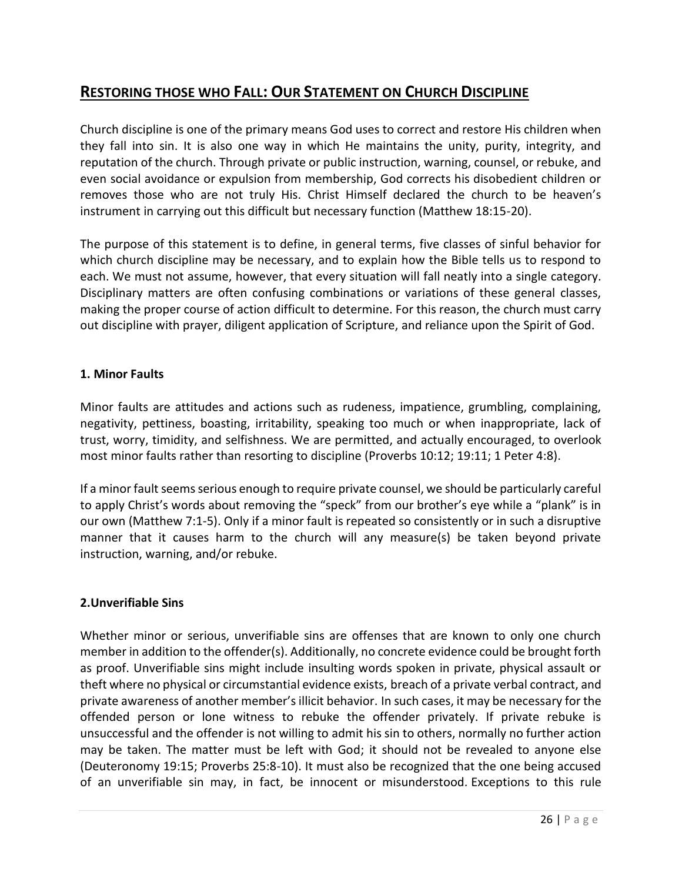## Restoring those who Fall: Our Statement on Church Discipline

Church discipline is one of the primary means God uses to correct and restore His children when they fall into sin. It is also one way in which He maintains the unity, purity, integrity, and reputation of the church. Through private or public instruction, warning, counsel, or rebuke, and even social avoidance or expulsion from membership, God corrects his disobedient children or removes those who are not truly His. Christ Himself declared the church to be heaven's instrument in carrying out this difficult but necessary function (Matthew 18:15-20).

The purpose of this statement is to define, in general terms, five classes of sinful behavior for which church discipline may be necessary, and to explain how the Bible tells us to respond to each. We must not assume, however, that every situation will fall neatly into a single category. Disciplinary matters are often confusing combinations or variations of these general classes, making the proper course of action difficult to determine. For this reason, the church must carry out discipline with prayer, diligent application of Scripture, and reliance upon the Spirit of God.

### 1. Minor Faults

Minor faults are attitudes and actions such as rudeness, impatience, grumbling, complaining, negativity, pettiness, boasting, irritability, speaking too much or when inappropriate, lack of trust, worry, timidity, and selfishness. We are permitted, and actually encouraged, to overlook most minor faults rather than resorting to discipline (Proverbs 10:12; 19:11; 1 Peter 4:8).

If a minor fault seems serious enough to require private counsel, we should be particularly careful to apply Christ's words about removing the "speck" from our brother's eye while a "plank" is in our own (Matthew 7:1-5). Only if a minor fault is repeated so consistently or in such a disruptive manner that it causes harm to the church will any measure(s) be taken beyond private instruction, warning, and/or rebuke.

### 2.Unverifiable Sins

Whether minor or serious, unverifiable sins are offenses that are known to only one church member in addition to the offender(s). Additionally, no concrete evidence could be brought forth as proof. Unverifiable sins might include insulting words spoken in private, physical assault or theft where no physical or circumstantial evidence exists, breach of a private verbal contract, and private awareness of another member's illicit behavior. In such cases, it may be necessary for the offended person or lone witness to rebuke the offender privately. If private rebuke is unsuccessful and the offender is not willing to admit his sin to others, normally no further action may be taken. The matter must be left with God; it should not be revealed to anyone else (Deuteronomy 19:15; Proverbs 25:8-10). It must also be recognized that the one being accused of an unverifiable sin may, in fact, be innocent or misunderstood. Exceptions to this rule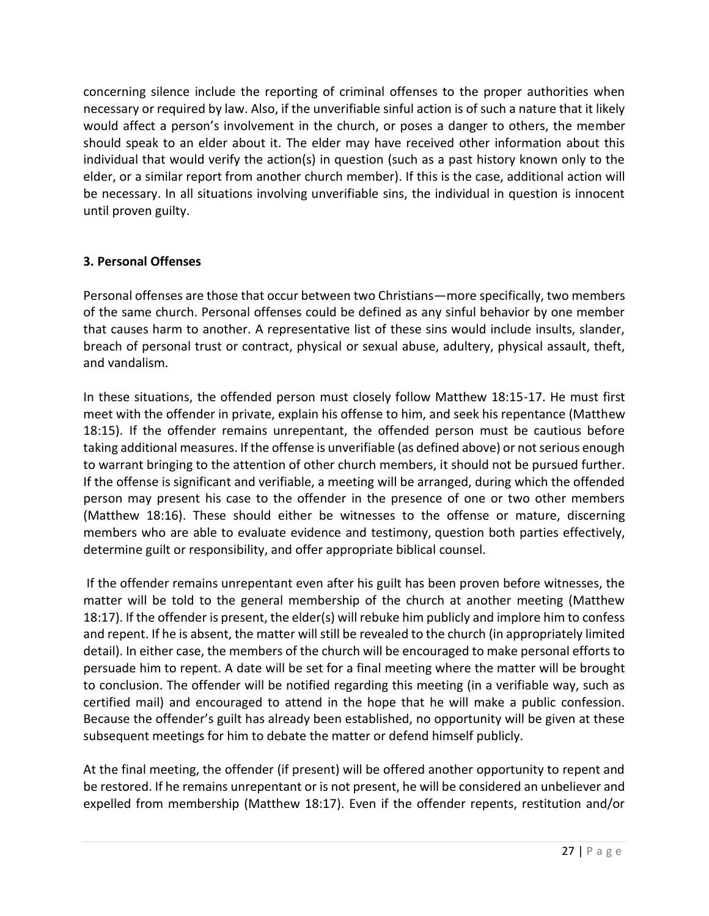concerning silence include the reporting of criminal offenses to the proper authorities when necessary or required by law. Also, if the unverifiable sinful action is of such a nature that it likely would affect a person's involvement in the church, or poses a danger to others, the member should speak to an elder about it. The elder may have received other information about this individual that would verify the action(s) in question (such as a past history known only to the elder, or a similar report from another church member). If this is the case, additional action will be necessary. In all situations involving unverifiable sins, the individual in question is innocent until proven guilty.

### 3. Personal Offenses

Personal offenses are those that occur between two Christians—more specifically, two members of the same church. Personal offenses could be defined as any sinful behavior by one member that causes harm to another. A representative list of these sins would include insults, slander, breach of personal trust or contract, physical or sexual abuse, adultery, physical assault, theft, and vandalism.

In these situations, the offended person must closely follow Matthew 18:15-17. He must first meet with the offender in private, explain his offense to him, and seek his repentance (Matthew 18:15). If the offender remains unrepentant, the offended person must be cautious before taking additional measures. If the offense is unverifiable (as defined above) or not serious enough to warrant bringing to the attention of other church members, it should not be pursued further. If the offense is significant and verifiable, a meeting will be arranged, during which the offended person may present his case to the offender in the presence of one or two other members (Matthew 18:16). These should either be witnesses to the offense or mature, discerning members who are able to evaluate evidence and testimony, question both parties effectively, determine guilt or responsibility, and offer appropriate biblical counsel.

If the offender remains unrepentant even after his guilt has been proven before witnesses, the matter will be told to the general membership of the church at another meeting (Matthew 18:17). If the offender is present, the elder(s) will rebuke him publicly and implore him to confess and repent. If he is absent, the matter will still be revealed to the church (in appropriately limited detail). In either case, the members of the church will be encouraged to make personal efforts to persuade him to repent. A date will be set for a final meeting where the matter will be brought to conclusion. The offender will be notified regarding this meeting (in a verifiable way, such as certified mail) and encouraged to attend in the hope that he will make a public confession. Because the offender's guilt has already been established, no opportunity will be given at these subsequent meetings for him to debate the matter or defend himself publicly.

At the final meeting, the offender (if present) will be offered another opportunity to repent and be restored. If he remains unrepentant or is not present, he will be considered an unbeliever and expelled from membership (Matthew 18:17). Even if the offender repents, restitution and/or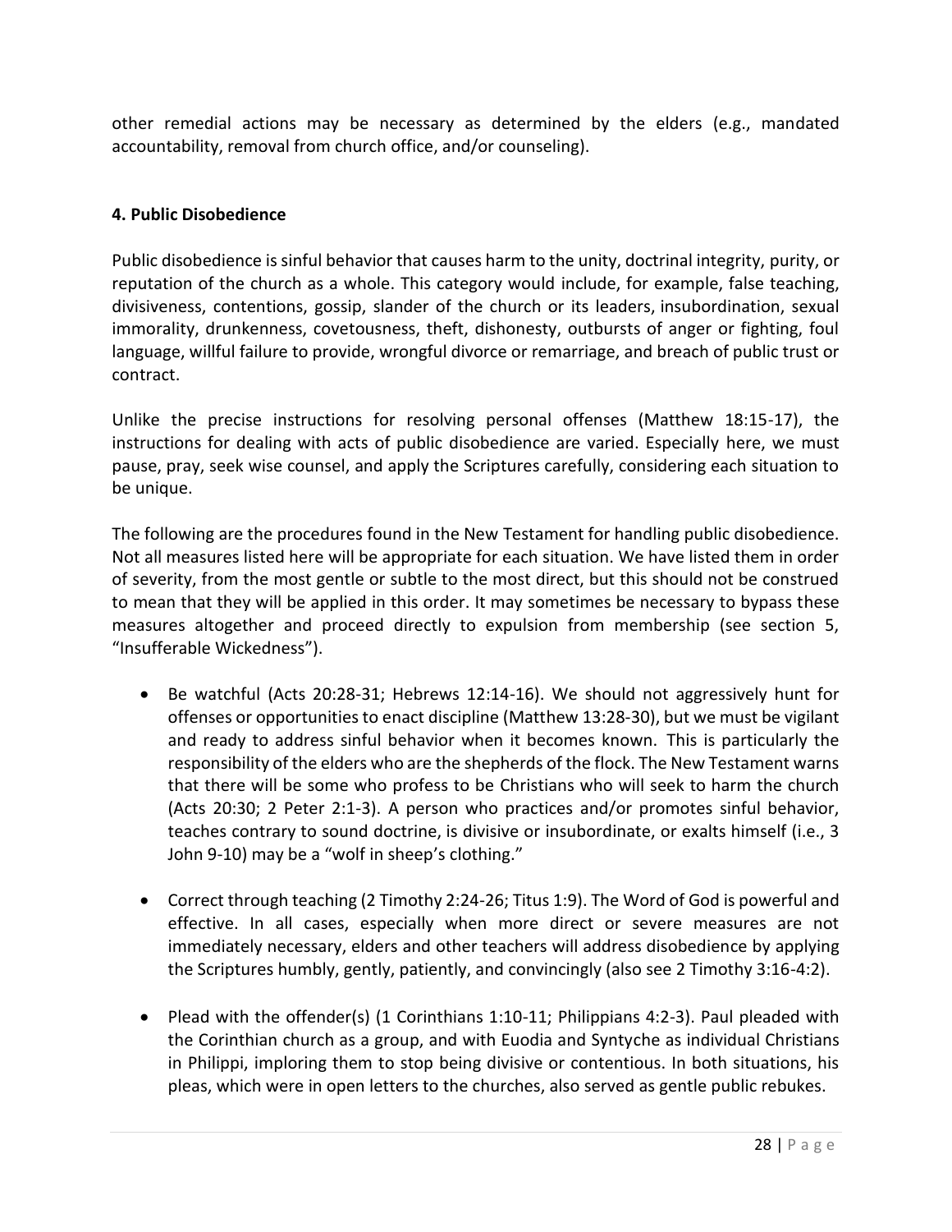other remedial actions may be necessary as determined by the elders (e.g., mandated accountability, removal from church office, and/or counseling).

**4. Public Disobedience**

Public disobedience is sinful behavior that causes harm to the unity, doctrinal integrity, purity, or reputation of the church as a whole. This category would include, for example, false teaching, divisiveness, contentions, gossip, slander of the church or its leaders, insubordination, sexual immorality, drunkenness, covetousness, theft, dishonesty, outbursts of anger or fighting, foul language, willful failure to provide, wrongful divorce or remarriage, and breach of public trust or contract.

Unlike the precise instructions for resolving personal offenses (Matthew 18:15-17), the instructions for dealing with acts of public disobedience are varied. Especially here, we must pause, pray, seek wise counsel, and apply the Scriptures carefully, considering each situation to be unique.

The following are the procedures found in the New Testament for handling public disobedience. Not all measures listed here will be appropriate for each situation. We have listed them in order of severity, from the most gentle or subtle to the most direct, but this should not be construed to mean that they will be applied in this order. It may sometimes be necessary to bypass these measures altogether and proceed directly to expulsion from membership (see section 5, "Insufferable Wickedness").

- Be watchful (Acts 20:28-31; Hebrews 12:14-16). We should not aggressively hunt for offenses or opportunities to enact discipline (Matthew 13:28-30), but we must be vigilant and ready to address sinful behavior when it becomes known. This is particularly the responsibility of the elders who are the shepherds of the flock. The New Testament warns that there will be some who profess to be Christians who will seek to harm the church (Acts 20:30; 2 Peter 2:1-3). A person who practices and/or promotes sinful behavior, teaches contrary to sound doctrine, is divisive or insubordinate, or exalts himself (i.e., 3 John 9-10) may be a "wolf in sheep's clothing."

- Correct through teaching (2 Timothy 2:24-26; Titus 1:9). The Word of God is powerful and effective. In all cases, especially when more direct or severe measures are not immediately necessary, elders and other teachers will address disobedience by applying the Scriptures humbly, gently, patiently, and convincingly (also see 2 Timothy 3:16-4:2).

- Plead with the offender(s) (1 Corinthians 1:10-11; Philippians 4:2-3). Paul pleaded with the Corinthian church as a group, and with Euodia and Syntyche as individual Christians in Philippi, imploring them to stop being divisive or contentious. In both situations, his pleas, which were in open letters to the churches, also served as gentle public rebukes.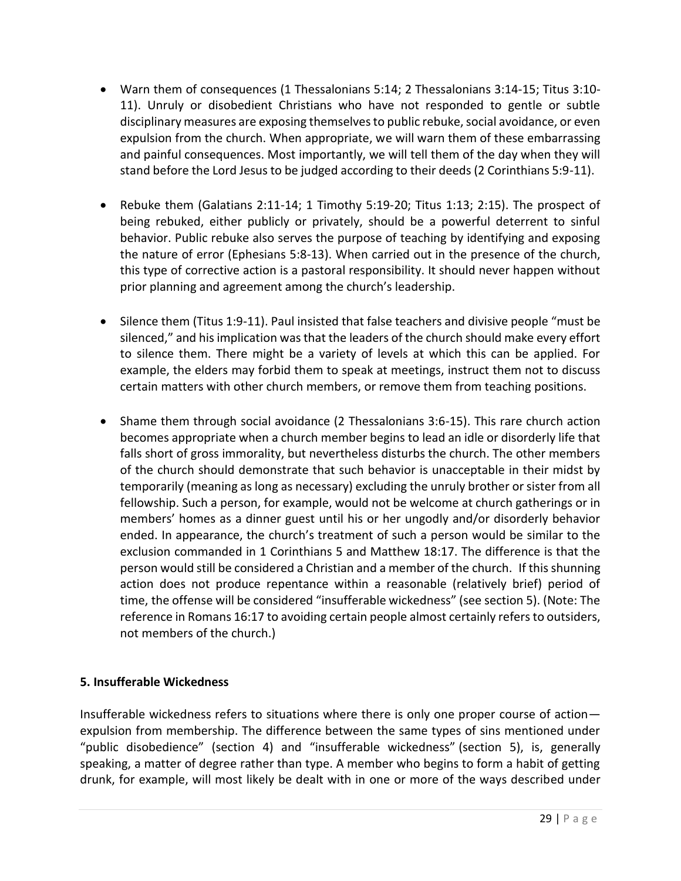- Warn them of consequences (1 Thessalonians 5:14; 2 Thessalonians 3:14-15; Titus 3:10-11). Unruly or disobedient Christians who have not responded to gentle or subtle disciplinary measures are exposing themselves to public rebuke, social avoidance, or even expulsion from the church. When appropriate, we will warn them of these embarrassing and painful consequences. Most importantly, we will tell them of the day when they will stand before the Lord Jesus to be judged according to their deeds (2 Corinthians 5:9-11).

- Rebuke them (Galatians 2:11-14; 1 Timothy 5:19-20; Titus 1:13; 2:15). The prospect of being rebuked, either publicly or privately, should be a powerful deterrent to sinful behavior. Public rebuke also serves the purpose of teaching by identifying and exposing the nature of error (Ephesians 5:8-13). When carried out in the presence of the church, this type of corrective action is a pastoral responsibility. It should never happen without prior planning and agreement among the church's leadership.

- Silence them (Titus 1:9-11). Paul insisted that false teachers and divisive people "must be silenced," and his implication was that the leaders of the church should make every effort to silence them. There might be a variety of levels at which this can be applied. For example, the elders may forbid them to speak at meetings, instruct them not to discuss certain matters with other church members, or remove them from teaching positions.

- Shame them through social avoidance (2 Thessalonians 3:6-15). This rare church action becomes appropriate when a church member begins to lead an idle or disorderly life that falls short of gross immorality, but nevertheless disturbs the church. The other members of the church should demonstrate that such behavior is unacceptable in their midst by temporarily (meaning as long as necessary) excluding the unruly brother or sister from all fellowship. Such a person, for example, would not be welcome at church gatherings or in members' homes as a dinner guest until his or her ungodly and/or disorderly behavior ended. In appearance, the church's treatment of such a person would be similar to the exclusion commanded in 1 Corinthians 5 and Matthew 18:17. The difference is that the person would still be considered a Christian and a member of the church. If this shunning action does not produce repentance within a reasonable (relatively brief) period of time, the offense will be considered "insufferable wickedness" (see section 5). (Note: The reference in Romans 16:17 to avoiding certain people almost certainly refers to outsiders, not members of the church.)

**5. Insufferable Wickedness**

Insufferable wickedness refers to situations where there is only one proper course of action—expulsion from membership. The difference between the same types of sins mentioned under "public disobedience" (section 4) and "insufferable wickedness" (section 5), is, generally speaking, a matter of degree rather than type. A member who begins to form a habit of getting drunk, for example, will most likely be dealt with in one or more of the ways described under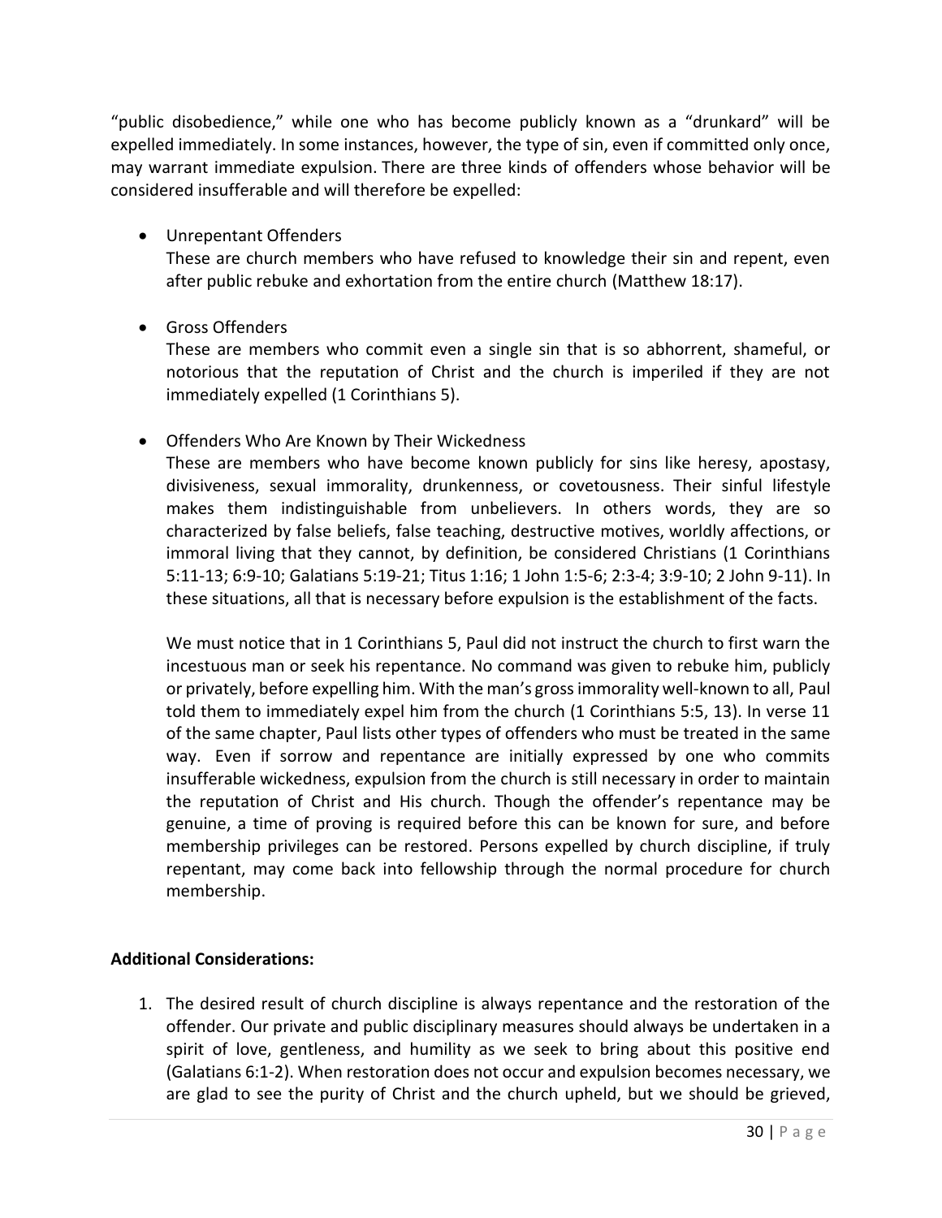"public disobedience," while one who has become publicly known as a "drunkard" will be expelled immediately. In some instances, however, the type of sin, even if committed only once, may warrant immediate expulsion. There are three kinds of offenders whose behavior will be considered insufferable and will therefore be expelled:

- Unrepentant Offenders
  These are church members who have refused to knowledge their sin and repent, even after public rebuke and exhortation from the entire church (Matthew 18:17).

- Gross Offenders
  These are members who commit even a single sin that is so abhorrent, shameful, or notorious that the reputation of Christ and the church is imperiled if they are not immediately expelled (1 Corinthians 5).

- Offenders Who Are Known by Their Wickedness
  These are members who have become known publicly for sins like heresy, apostasy, divisiveness, sexual immorality, drunkenness, or covetousness. Their sinful lifestyle makes them indistinguishable from unbelievers. In others words, they are so characterized by false beliefs, false teaching, destructive motives, worldly affections, or immoral living that they cannot, by definition, be considered Christians (1 Corinthians 5:11-13; 6:9-10; Galatians 5:19-21; Titus 1:16; 1 John 1:5-6; 2:3-4; 3:9-10; 2 John 9-11). In these situations, all that is necessary before expulsion is the establishment of the facts.

  We must notice that in 1 Corinthians 5, Paul did not instruct the church to first warn the incestuous man or seek his repentance. No command was given to rebuke him, publicly or privately, before expelling him. With the man's gross immorality well-known to all, Paul told them to immediately expel him from the church (1 Corinthians 5:5, 13). In verse 11 of the same chapter, Paul lists other types of offenders who must be treated in the same way. Even if sorrow and repentance are initially expressed by one who commits insufferable wickedness, expulsion from the church is still necessary in order to maintain the reputation of Christ and His church. Though the offender's repentance may be genuine, a time of proving is required before this can be known for sure, and before membership privileges can be restored. Persons expelled by church discipline, if truly repentant, may come back into fellowship through the normal procedure for church membership.

**Additional Considerations:**

1. The desired result of church discipline is always repentance and the restoration of the offender. Our private and public disciplinary measures should always be undertaken in a spirit of love, gentleness, and humility as we seek to bring about this positive end (Galatians 6:1-2). When restoration does not occur and expulsion becomes necessary, we are glad to see the purity of Christ and the church upheld, but we should be grieved,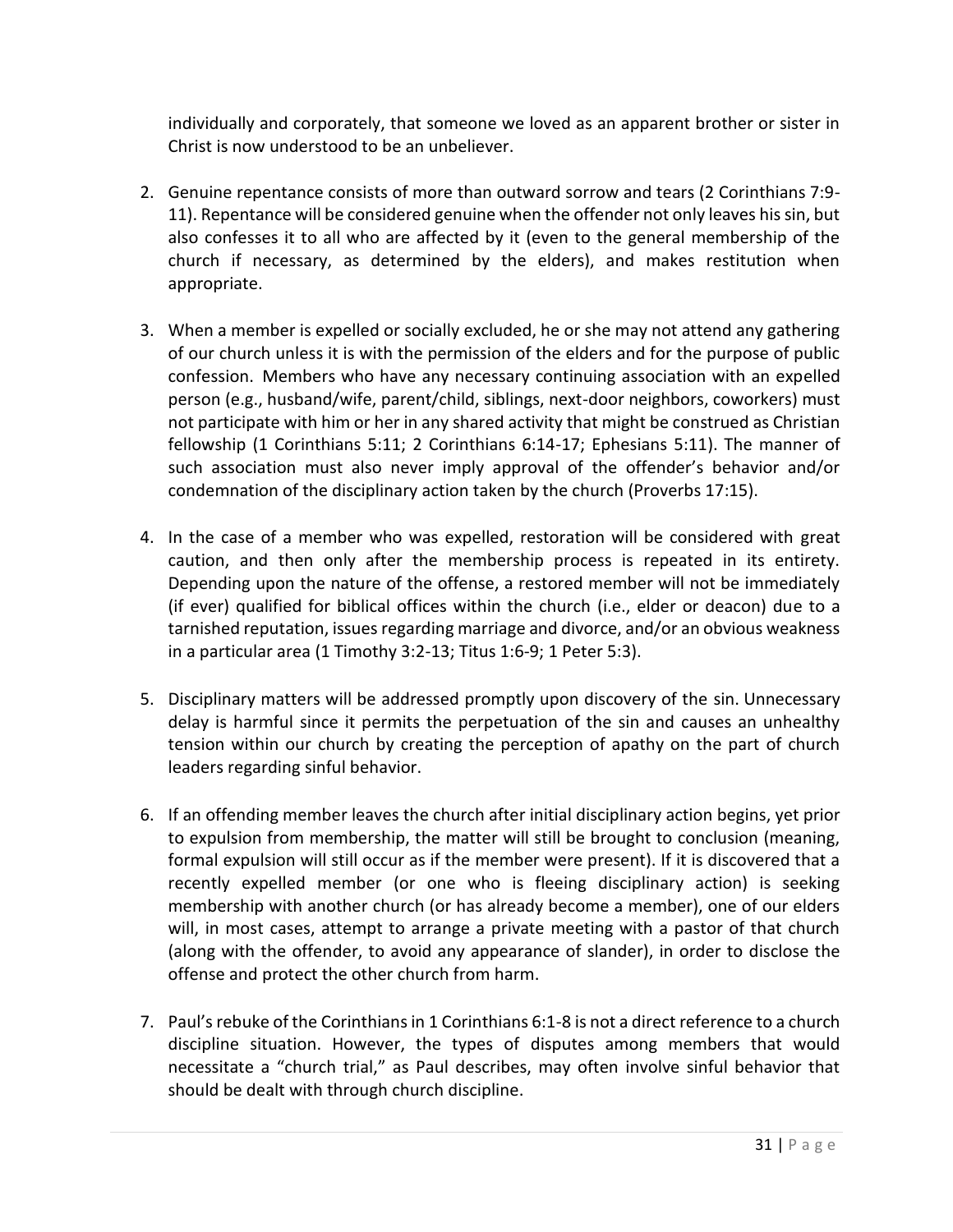individually and corporately, that someone we loved as an apparent brother or sister in Christ is now understood to be an unbeliever.

2. Genuine repentance consists of more than outward sorrow and tears (2 Corinthians 7:9-11). Repentance will be considered genuine when the offender not only leaves his sin, but also confesses it to all who are affected by it (even to the general membership of the church if necessary, as determined by the elders), and makes restitution when appropriate.

3. When a member is expelled or socially excluded, he or she may not attend any gathering of our church unless it is with the permission of the elders and for the purpose of public confession. Members who have any necessary continuing association with an expelled person (e.g., husband/wife, parent/child, siblings, next-door neighbors, coworkers) must not participate with him or her in any shared activity that might be construed as Christian fellowship (1 Corinthians 5:11; 2 Corinthians 6:14-17; Ephesians 5:11). The manner of such association must also never imply approval of the offender's behavior and/or condemnation of the disciplinary action taken by the church (Proverbs 17:15).

4. In the case of a member who was expelled, restoration will be considered with great caution, and then only after the membership process is repeated in its entirety. Depending upon the nature of the offense, a restored member will not be immediately (if ever) qualified for biblical offices within the church (i.e., elder or deacon) due to a tarnished reputation, issues regarding marriage and divorce, and/or an obvious weakness in a particular area (1 Timothy 3:2-13; Titus 1:6-9; 1 Peter 5:3).

5. Disciplinary matters will be addressed promptly upon discovery of the sin. Unnecessary delay is harmful since it permits the perpetuation of the sin and causes an unhealthy tension within our church by creating the perception of apathy on the part of church leaders regarding sinful behavior.

6. If an offending member leaves the church after initial disciplinary action begins, yet prior to expulsion from membership, the matter will still be brought to conclusion (meaning, formal expulsion will still occur as if the member were present). If it is discovered that a recently expelled member (or one who is fleeing disciplinary action) is seeking membership with another church (or has already become a member), one of our elders will, in most cases, attempt to arrange a private meeting with a pastor of that church (along with the offender, to avoid any appearance of slander), in order to disclose the offense and protect the other church from harm.

7. Paul's rebuke of the Corinthians in 1 Corinthians 6:1-8 is not a direct reference to a church discipline situation. However, the types of disputes among members that would necessitate a "church trial," as Paul describes, may often involve sinful behavior that should be dealt with through church discipline.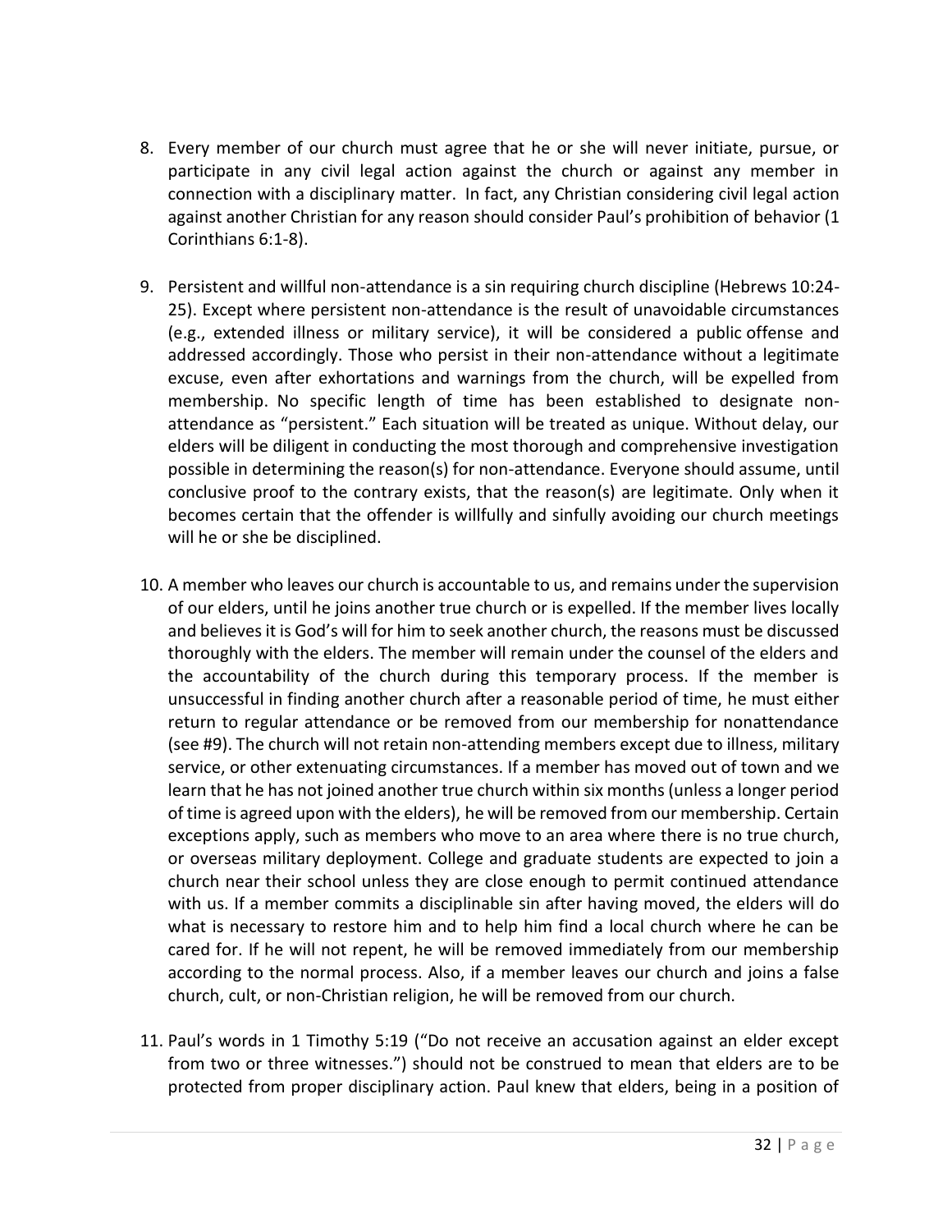8. Every member of our church must agree that he or she will never initiate, pursue, or participate in any civil legal action against the church or against any member in connection with a disciplinary matter. In fact, any Christian considering civil legal action against another Christian for any reason should consider Paul's prohibition of behavior (1 Corinthians 6:1-8).

9. Persistent and willful non-attendance is a sin requiring church discipline (Hebrews 10:24-25). Except where persistent non-attendance is the result of unavoidable circumstances (e.g., extended illness or military service), it will be considered a public offense and addressed accordingly. Those who persist in their non-attendance without a legitimate excuse, even after exhortations and warnings from the church, will be expelled from membership. No specific length of time has been established to designate non-attendance as "persistent." Each situation will be treated as unique. Without delay, our elders will be diligent in conducting the most thorough and comprehensive investigation possible in determining the reason(s) for non-attendance. Everyone should assume, until conclusive proof to the contrary exists, that the reason(s) are legitimate. Only when it becomes certain that the offender is willfully and sinfully avoiding our church meetings will he or she be disciplined.

10. A member who leaves our church is accountable to us, and remains under the supervision of our elders, until he joins another true church or is expelled. If the member lives locally and believes it is God's will for him to seek another church, the reasons must be discussed thoroughly with the elders. The member will remain under the counsel of the elders and the accountability of the church during this temporary process. If the member is unsuccessful in finding another church after a reasonable period of time, he must either return to regular attendance or be removed from our membership for nonattendance (see #9). The church will not retain non-attending members except due to illness, military service, or other extenuating circumstances. If a member has moved out of town and we learn that he has not joined another true church within six months (unless a longer period of time is agreed upon with the elders), he will be removed from our membership. Certain exceptions apply, such as members who move to an area where there is no true church, or overseas military deployment. College and graduate students are expected to join a church near their school unless they are close enough to permit continued attendance with us. If a member commits a disciplinable sin after having moved, the elders will do what is necessary to restore him and to help him find a local church where he can be cared for. If he will not repent, he will be removed immediately from our membership according to the normal process. Also, if a member leaves our church and joins a false church, cult, or non-Christian religion, he will be removed from our church.

11. Paul's words in 1 Timothy 5:19 ("Do not receive an accusation against an elder except from two or three witnesses.") should not be construed to mean that elders are to be protected from proper disciplinary action. Paul knew that elders, being in a position of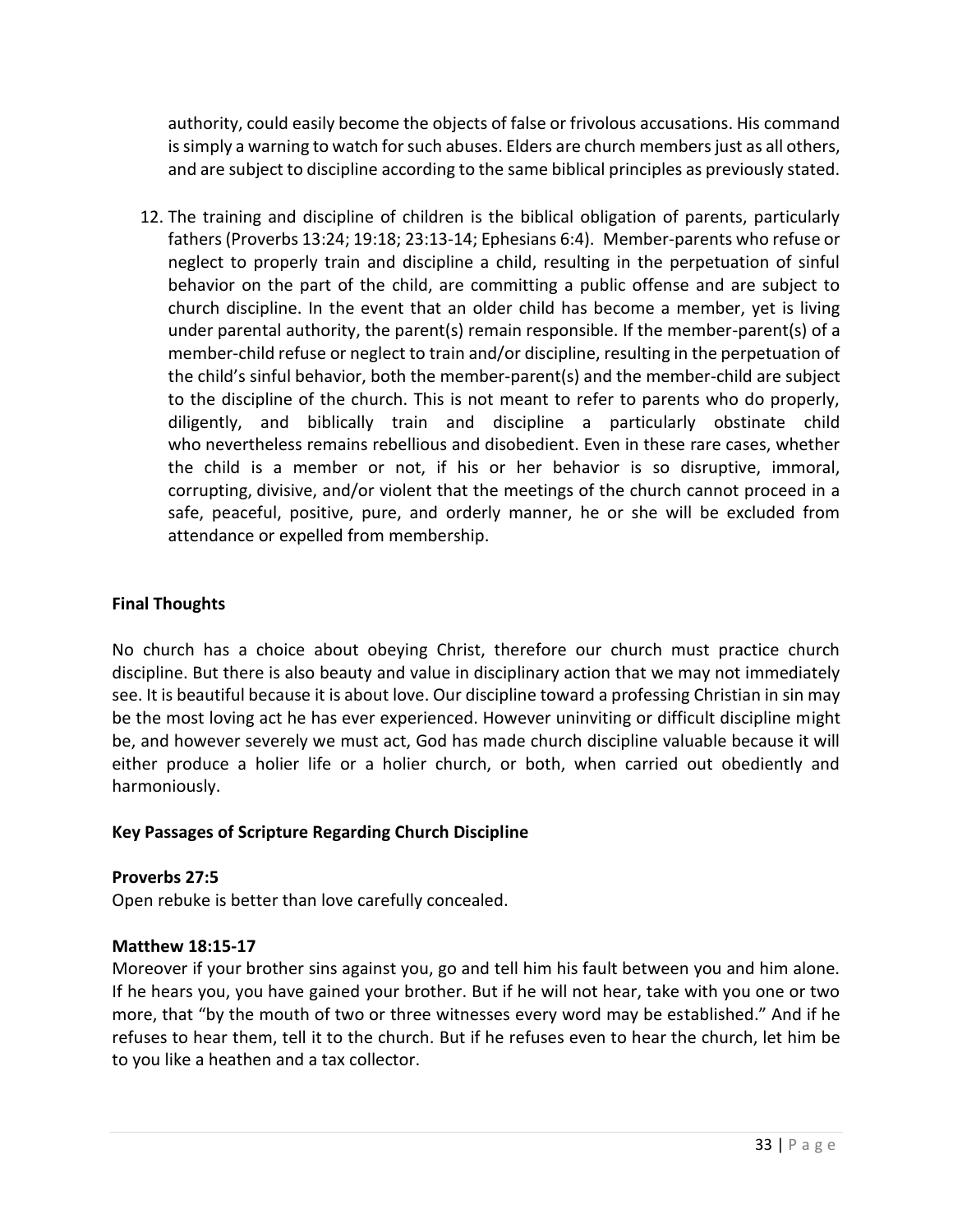authority, could easily become the objects of false or frivolous accusations. His command is simply a warning to watch for such abuses. Elders are church members just as all others, and are subject to discipline according to the same biblical principles as previously stated.

12. The training and discipline of children is the biblical obligation of parents, particularly fathers (Proverbs 13:24; 19:18; 23:13-14; Ephesians 6:4). Member-parents who refuse or neglect to properly train and discipline a child, resulting in the perpetuation of sinful behavior on the part of the child, are committing a public offense and are subject to church discipline. In the event that an older child has become a member, yet is living under parental authority, the parent(s) remain responsible. If the member-parent(s) of a member-child refuse or neglect to train and/or discipline, resulting in the perpetuation of the child's sinful behavior, both the member-parent(s) and the member-child are subject to the discipline of the church. This is not meant to refer to parents who do properly, diligently, and biblically train and discipline a particularly obstinate child who nevertheless remains rebellious and disobedient. Even in these rare cases, whether the child is a member or not, if his or her behavior is so disruptive, immoral, corrupting, divisive, and/or violent that the meetings of the church cannot proceed in a safe, peaceful, positive, pure, and orderly manner, he or she will be excluded from attendance or expelled from membership.

**Final Thoughts**

No church has a choice about obeying Christ, therefore our church must practice church discipline. But there is also beauty and value in disciplinary action that we may not immediately see. It is beautiful because it is about love. Our discipline toward a professing Christian in sin may be the most loving act he has ever experienced. However uninviting or difficult discipline might be, and however severely we must act, God has made church discipline valuable because it will either produce a holier life or a holier church, or both, when carried out obediently and harmoniously.

**Key Passages of Scripture Regarding Church Discipline**

**Proverbs 27:5**
Open rebuke is better than love carefully concealed.

**Matthew 18:15-17**
Moreover if your brother sins against you, go and tell him his fault between you and him alone. If he hears you, you have gained your brother. But if he will not hear, take with you one or two more, that "by the mouth of two or three witnesses every word may be established." And if he refuses to hear them, tell it to the church. But if he refuses even to hear the church, let him be to you like a heathen and a tax collector.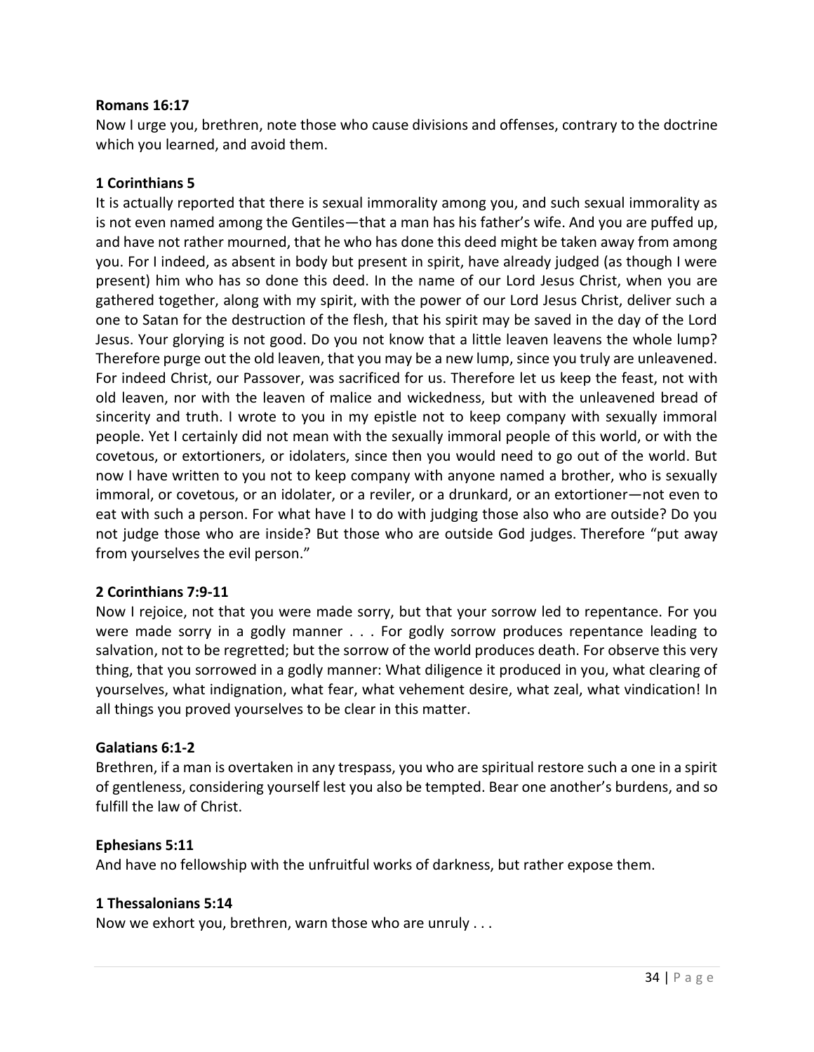**Romans 16:17**
Now I urge you, brethren, note those who cause divisions and offenses, contrary to the doctrine which you learned, and avoid them.

**1 Corinthians 5**
It is actually reported that there is sexual immorality among you, and such sexual immorality as is not even named among the Gentiles—that a man has his father's wife. And you are puffed up, and have not rather mourned, that he who has done this deed might be taken away from among you. For I indeed, as absent in body but present in spirit, have already judged (as though I were present) him who has so done this deed. In the name of our Lord Jesus Christ, when you are gathered together, along with my spirit, with the power of our Lord Jesus Christ, deliver such a one to Satan for the destruction of the flesh, that his spirit may be saved in the day of the Lord Jesus. Your glorying is not good. Do you not know that a little leaven leavens the whole lump? Therefore purge out the old leaven, that you may be a new lump, since you truly are unleavened. For indeed Christ, our Passover, was sacrificed for us. Therefore let us keep the feast, not with old leaven, nor with the leaven of malice and wickedness, but with the unleavened bread of sincerity and truth. I wrote to you in my epistle not to keep company with sexually immoral people. Yet I certainly did not mean with the sexually immoral people of this world, or with the covetous, or extortioners, or idolaters, since then you would need to go out of the world. But now I have written to you not to keep company with anyone named a brother, who is sexually immoral, or covetous, or an idolater, or a reviler, or a drunkard, or an extortioner—not even to eat with such a person. For what have I to do with judging those also who are outside? Do you not judge those who are inside? But those who are outside God judges. Therefore "put away from yourselves the evil person."

**2 Corinthians 7:9-11**
Now I rejoice, not that you were made sorry, but that your sorrow led to repentance. For you were made sorry in a godly manner . . . For godly sorrow produces repentance leading to salvation, not to be regretted; but the sorrow of the world produces death. For observe this very thing, that you sorrowed in a godly manner: What diligence it produced in you, what clearing of yourselves, what indignation, what fear, what vehement desire, what zeal, what vindication! In all things you proved yourselves to be clear in this matter.

**Galatians 6:1-2**
Brethren, if a man is overtaken in any trespass, you who are spiritual restore such a one in a spirit of gentleness, considering yourself lest you also be tempted. Bear one another's burdens, and so fulfill the law of Christ.

**Ephesians 5:11**
And have no fellowship with the unfruitful works of darkness, but rather expose them.

**1 Thessalonians 5:14**
Now we exhort you, brethren, warn those who are unruly . . .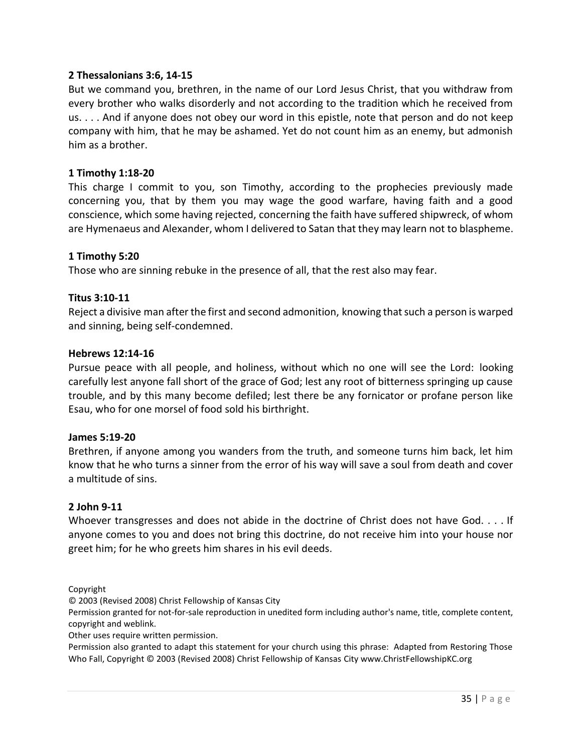**2 Thessalonians 3:6, 14-15**

But we command you, brethren, in the name of our Lord Jesus Christ, that you withdraw from every brother who walks disorderly and not according to the tradition which he received from us. . . . And if anyone does not obey our word in this epistle, note that person and do not keep company with him, that he may be ashamed. Yet do not count him as an enemy, but admonish him as a brother.

**1 Timothy 1:18-20**

This charge I commit to you, son Timothy, according to the prophecies previously made concerning you, that by them you may wage the good warfare, having faith and a good conscience, which some having rejected, concerning the faith have suffered shipwreck, of whom are Hymenaeus and Alexander, whom I delivered to Satan that they may learn not to blaspheme.

**1 Timothy 5:20**

Those who are sinning rebuke in the presence of all, that the rest also may fear.

**Titus 3:10-11**

Reject a divisive man after the first and second admonition, knowing that such a person is warped and sinning, being self-condemned.

**Hebrews 12:14-16**

Pursue peace with all people, and holiness, without which no one will see the Lord: looking carefully lest anyone fall short of the grace of God; lest any root of bitterness springing up cause trouble, and by this many become defiled; lest there be any fornicator or profane person like Esau, who for one morsel of food sold his birthright.

**James 5:19-20**

Brethren, if anyone among you wanders from the truth, and someone turns him back, let him know that he who turns a sinner from the error of his way will save a soul from death and cover a multitude of sins.

**2 John 9-11**

Whoever transgresses and does not abide in the doctrine of Christ does not have God. . . . If anyone comes to you and does not bring this doctrine, do not receive him into your house nor greet him; for he who greets him shares in his evil deeds.

Copyright

© 2003 (Revised 2008) Christ Fellowship of Kansas City

Permission granted for not-for-sale reproduction in unedited form including author's name, title, complete content, copyright and weblink.

Other uses require written permission.

Permission also granted to adapt this statement for your church using this phrase: Adapted from Restoring Those Who Fall, Copyright © 2003 (Revised 2008) Christ Fellowship of Kansas City www.ChristFellowshipKC.org